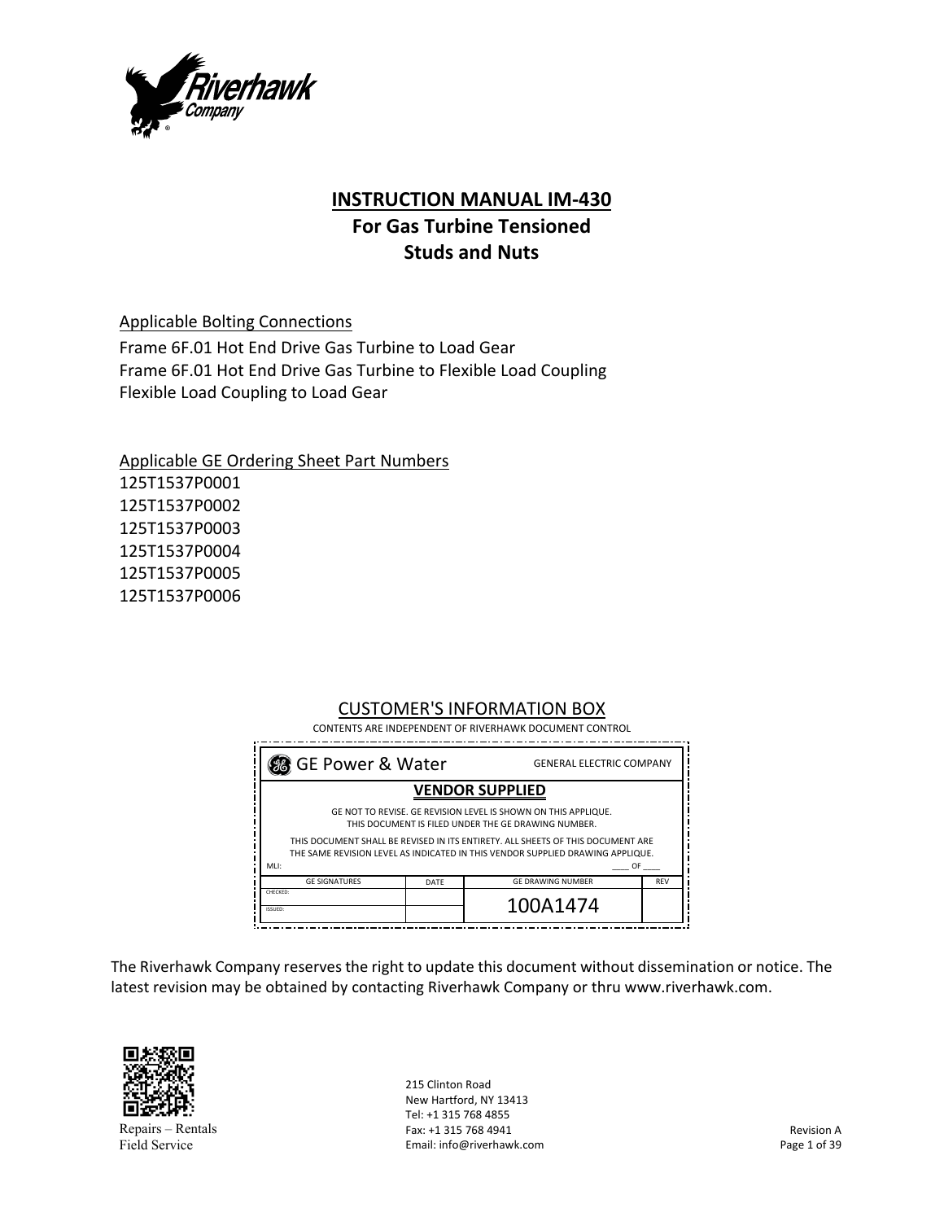# INSTRUCTION MANUAL IM-430

## For Gas Turbine Tensioned Studs and Nuts

Applicable Bolting Connections

Frame 6F.01 Hot End Drive Gas Turbine to Load Gear
Frame 6F.01 Hot End Drive Gas Turbine to Flexible Load Coupling
Flexible Load Coupling to Load Gear

Applicable GE Ordering Sheet Part Numbers

125T1537P0001
125T1537P0002
125T1537P0003
125T1537P0004
125T1537P0005
125T1537P0006

CUSTOMER'S INFORMATION BOX

CONTENTS ARE INDEPENDENT OF RIVERHAWK DOCUMENT CONTROL

GE Power & Water — GENERAL ELECTRIC COMPANY

**VENDOR SUPPLIED**

GE NOT TO REVISE. GE REVISION LEVEL IS SHOWN ON THIS APPLIQUE.
THIS DOCUMENT IS FILED UNDER THE GE DRAWING NUMBER.

THIS DOCUMENT SHALL BE REVISED IN ITS ENTIRETY. ALL SHEETS OF THIS DOCUMENT ARE THE SAME REVISION LEVEL AS INDICATED IN THIS VENDOR SUPPLIED DRAWING APPLIQUE.

MLI: ____ OF ____

| GE SIGNATURES | DATE | GE DRAWING NUMBER | REV |
|---|---|---|---|
| CHECKED: | | 100A1474 | |
| ISSUED: | | | |

The Riverhawk Company reserves the right to update this document without dissemination or notice. The latest revision may be obtained by contacting Riverhawk Company or thru www.riverhawk.com.

Repairs – Rentals
Field Service

215 Clinton Road
New Hartford, NY 13413
Tel: +1 315 768 4855
Fax: +1 315 768 4941
Email: info@riverhawk.com

Revision A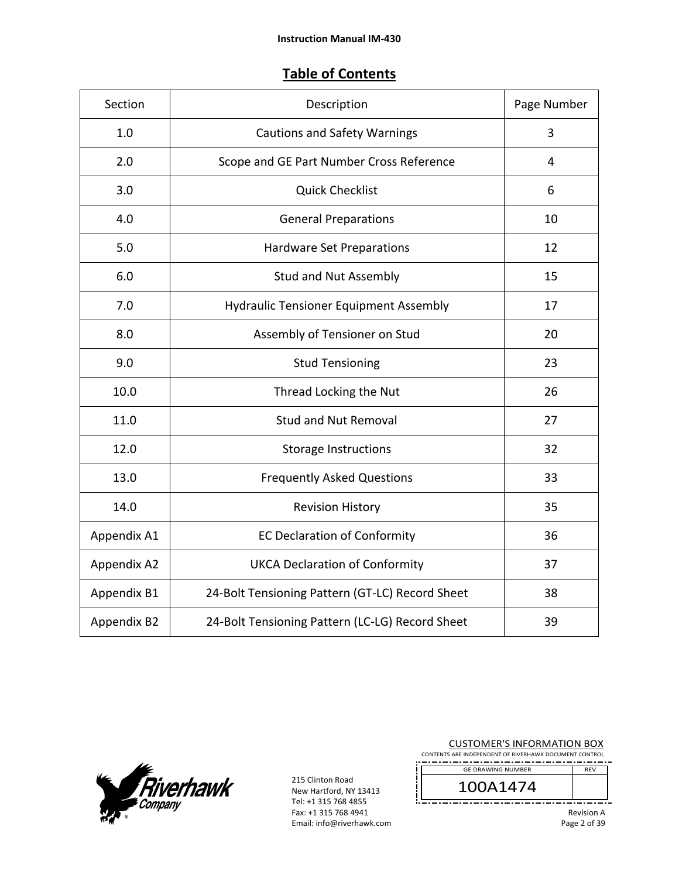## Table of Contents

| Section | Description | Page Number |
| --- | --- | --- |
| 1.0 | Cautions and Safety Warnings | 3 |
| 2.0 | Scope and GE Part Number Cross Reference | 4 |
| 3.0 | Quick Checklist | 6 |
| 4.0 | General Preparations | 10 |
| 5.0 | Hardware Set Preparations | 12 |
| 6.0 | Stud and Nut Assembly | 15 |
| 7.0 | Hydraulic Tensioner Equipment Assembly | 17 |
| 8.0 | Assembly of Tensioner on Stud | 20 |
| 9.0 | Stud Tensioning | 23 |
| 10.0 | Thread Locking the Nut | 26 |
| 11.0 | Stud and Nut Removal | 27 |
| 12.0 | Storage Instructions | 32 |
| 13.0 | Frequently Asked Questions | 33 |
| 14.0 | Revision History | 35 |
| Appendix A1 | EC Declaration of Conformity | 36 |
| Appendix A2 | UKCA Declaration of Conformity | 37 |
| Appendix B1 | 24-Bolt Tensioning Pattern (GT-LC) Record Sheet | 38 |
| Appendix B2 | 24-Bolt Tensioning Pattern (LC-LG) Record Sheet | 39 |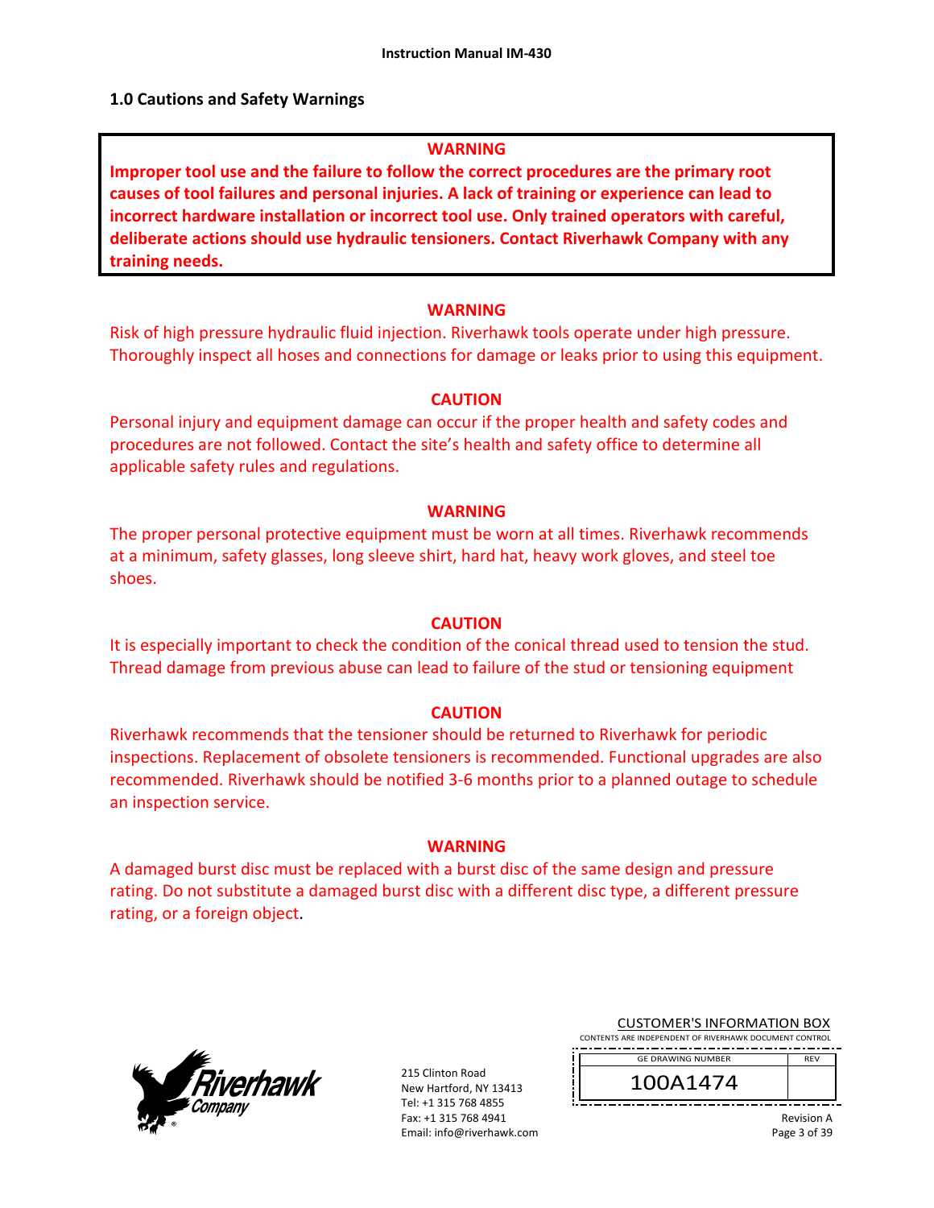## 1.0 Cautions and Safety Warnings

**WARNING**

**Improper tool use and the failure to follow the correct procedures are the primary root causes of tool failures and personal injuries. A lack of training or experience can lead to incorrect hardware installation or incorrect tool use. Only trained operators with careful, deliberate actions should use hydraulic tensioners. Contact Riverhawk Company with any training needs.**

**WARNING**

Risk of high pressure hydraulic fluid injection. Riverhawk tools operate under high pressure. Thoroughly inspect all hoses and connections for damage or leaks prior to using this equipment.

**CAUTION**

Personal injury and equipment damage can occur if the proper health and safety codes and procedures are not followed. Contact the site's health and safety office to determine all applicable safety rules and regulations.

**WARNING**

The proper personal protective equipment must be worn at all times. Riverhawk recommends at a minimum, safety glasses, long sleeve shirt, hard hat, heavy work gloves, and steel toe shoes.

**CAUTION**

It is especially important to check the condition of the conical thread used to tension the stud. Thread damage from previous abuse can lead to failure of the stud or tensioning equipment

**CAUTION**

Riverhawk recommends that the tensioner should be returned to Riverhawk for periodic inspections. Replacement of obsolete tensioners is recommended. Functional upgrades are also recommended. Riverhawk should be notified 3-6 months prior to a planned outage to schedule an inspection service.

**WARNING**

A damaged burst disc must be replaced with a burst disc of the same design and pressure rating. Do not substitute a damaged burst disc with a different disc type, a different pressure rating, or a foreign object.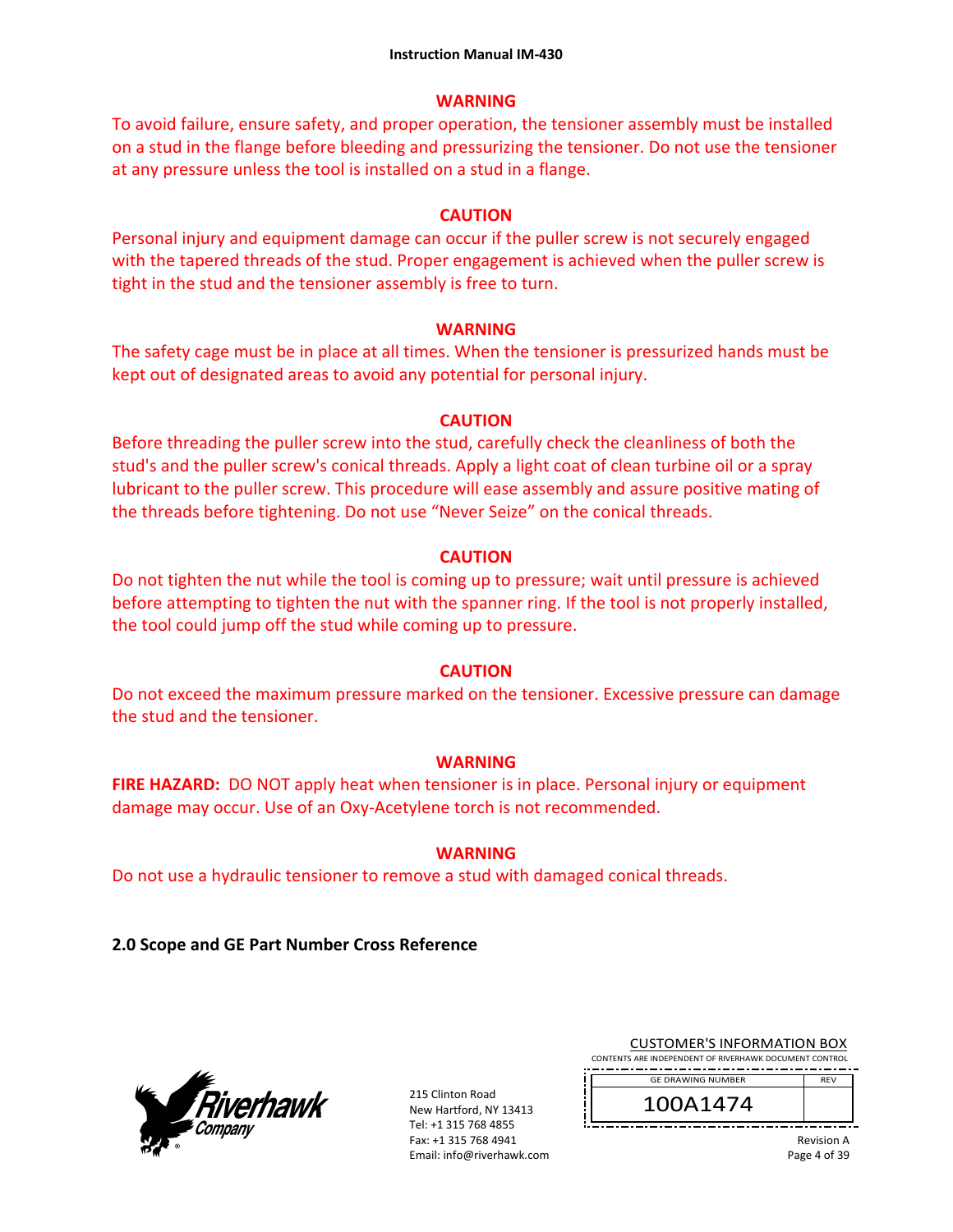**WARNING**

To avoid failure, ensure safety, and proper operation, the tensioner assembly must be installed on a stud in the flange before bleeding and pressurizing the tensioner. Do not use the tensioner at any pressure unless the tool is installed on a stud in a flange.

**CAUTION**

Personal injury and equipment damage can occur if the puller screw is not securely engaged with the tapered threads of the stud. Proper engagement is achieved when the puller screw is tight in the stud and the tensioner assembly is free to turn.

**WARNING**

The safety cage must be in place at all times. When the tensioner is pressurized hands must be kept out of designated areas to avoid any potential for personal injury.

**CAUTION**

Before threading the puller screw into the stud, carefully check the cleanliness of both the stud's and the puller screw's conical threads. Apply a light coat of clean turbine oil or a spray lubricant to the puller screw. This procedure will ease assembly and assure positive mating of the threads before tightening. Do not use "Never Seize" on the conical threads.

**CAUTION**

Do not tighten the nut while the tool is coming up to pressure; wait until pressure is achieved before attempting to tighten the nut with the spanner ring. If the tool is not properly installed, the tool could jump off the stud while coming up to pressure.

**CAUTION**

Do not exceed the maximum pressure marked on the tensioner. Excessive pressure can damage the stud and the tensioner.

**WARNING**

**FIRE HAZARD:** DO NOT apply heat when tensioner is in place. Personal injury or equipment damage may occur. Use of an Oxy-Acetylene torch is not recommended.

**WARNING**

Do not use a hydraulic tensioner to remove a stud with damaged conical threads.

## 2.0 Scope and GE Part Number Cross Reference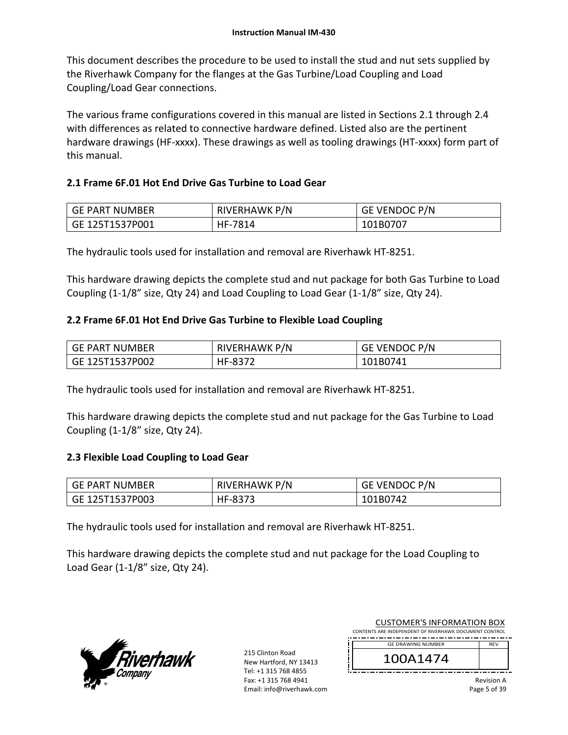This document describes the procedure to be used to install the stud and nut sets supplied by the Riverhawk Company for the flanges at the Gas Turbine/Load Coupling and Load Coupling/Load Gear connections.

The various frame configurations covered in this manual are listed in Sections 2.1 through 2.4 with differences as related to connective hardware defined. Listed also are the pertinent hardware drawings (HF-xxxx). These drawings as well as tooling drawings (HT-xxxx) form part of this manual.

## 2.1 Frame 6F.01 Hot End Drive Gas Turbine to Load Gear

| GE PART NUMBER | RIVERHAWK P/N | GE VENDOC P/N |
|---|---|---|
| GE 125T1537P001 | HF-7814 | 101B0707 |

The hydraulic tools used for installation and removal are Riverhawk HT-8251.

This hardware drawing depicts the complete stud and nut package for both Gas Turbine to Load Coupling (1-1/8" size, Qty 24) and Load Coupling to Load Gear (1-1/8" size, Qty 24).

## 2.2 Frame 6F.01 Hot End Drive Gas Turbine to Flexible Load Coupling

| GE PART NUMBER | RIVERHAWK P/N | GE VENDOC P/N |
|---|---|---|
| GE 125T1537P002 | HF-8372 | 101B0741 |

The hydraulic tools used for installation and removal are Riverhawk HT-8251.

This hardware drawing depicts the complete stud and nut package for the Gas Turbine to Load Coupling (1-1/8" size, Qty 24).

## 2.3 Flexible Load Coupling to Load Gear

| GE PART NUMBER | RIVERHAWK P/N | GE VENDOC P/N |
|---|---|---|
| GE 125T1537P003 | HF-8373 | 101B0742 |

The hydraulic tools used for installation and removal are Riverhawk HT-8251.

This hardware drawing depicts the complete stud and nut package for the Load Coupling to Load Gear (1-1/8" size, Qty 24).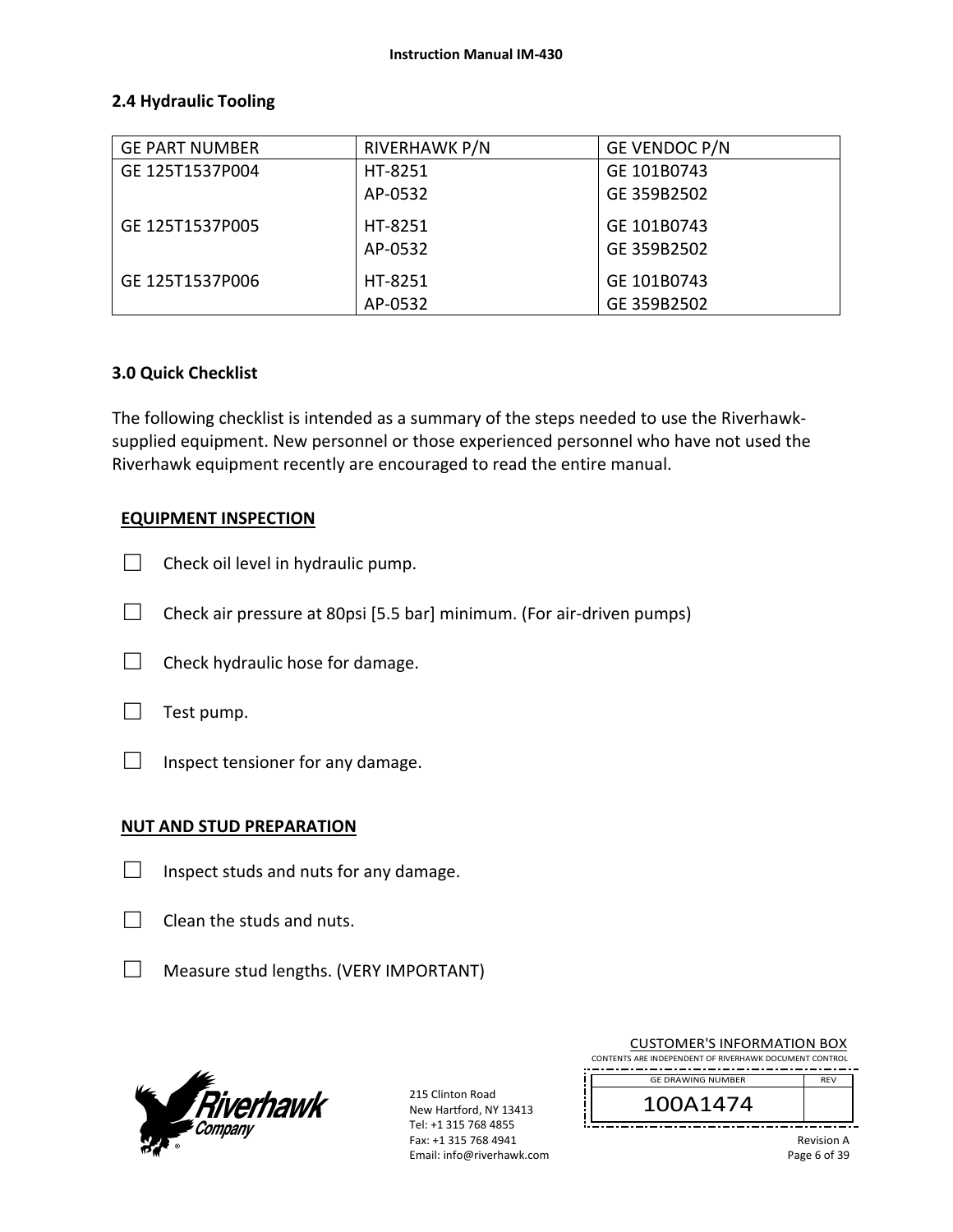## 2.4 Hydraulic Tooling

| GE PART NUMBER | RIVERHAWK P/N | GE VENDOC P/N |
|---|---|---|
| GE 125T1537P004 | HT-8251<br>AP-0532 | GE 101B0743<br>GE 359B2502 |
| GE 125T1537P005 | HT-8251<br>AP-0532 | GE 101B0743<br>GE 359B2502 |
| GE 125T1537P006 | HT-8251<br>AP-0532 | GE 101B0743<br>GE 359B2502 |

## 3.0 Quick Checklist

The following checklist is intended as a summary of the steps needed to use the Riverhawk-supplied equipment. New personnel or those experienced personnel who have not used the Riverhawk equipment recently are encouraged to read the entire manual.

**EQUIPMENT INSPECTION**

☐ Check oil level in hydraulic pump.

☐ Check air pressure at 80psi [5.5 bar] minimum. (For air-driven pumps)

☐ Check hydraulic hose for damage.

☐ Test pump.

☐ Inspect tensioner for any damage.

**NUT AND STUD PREPARATION**

☐ Inspect studs and nuts for any damage.

☐ Clean the studs and nuts.

☐ Measure stud lengths. (VERY IMPORTANT)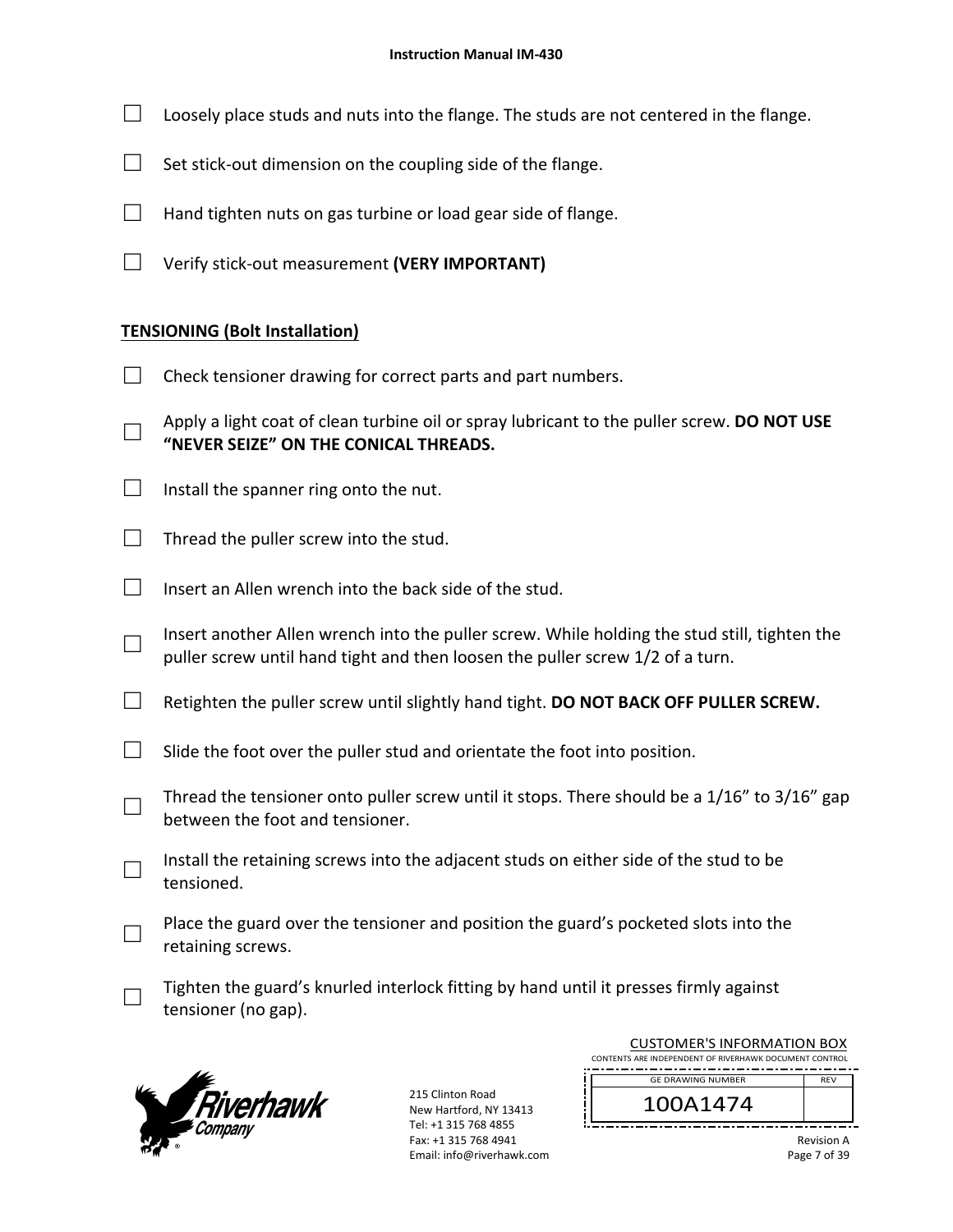- [ ] Loosely place studs and nuts into the flange. The studs are not centered in the flange.

- [ ] Set stick-out dimension on the coupling side of the flange.

- [ ] Hand tighten nuts on gas turbine or load gear side of flange.

- [ ] Verify stick-out measurement **(VERY IMPORTANT)**

**TENSIONING (Bolt Installation)**

- [ ] Check tensioner drawing for correct parts and part numbers.

- [ ] Apply a light coat of clean turbine oil or spray lubricant to the puller screw. **DO NOT USE "NEVER SEIZE" ON THE CONICAL THREADS.**

- [ ] Install the spanner ring onto the nut.

- [ ] Thread the puller screw into the stud.

- [ ] Insert an Allen wrench into the back side of the stud.

- [ ] Insert another Allen wrench into the puller screw. While holding the stud still, tighten the puller screw until hand tight and then loosen the puller screw 1/2 of a turn.

- [ ] Retighten the puller screw until slightly hand tight. **DO NOT BACK OFF PULLER SCREW.**

- [ ] Slide the foot over the puller stud and orientate the foot into position.

- [ ] Thread the tensioner onto puller screw until it stops. There should be a 1/16" to 3/16" gap between the foot and tensioner.

- [ ] Install the retaining screws into the adjacent studs on either side of the stud to be tensioned.

- [ ] Place the guard over the tensioner and position the guard's pocketed slots into the retaining screws.

- [ ] Tighten the guard's knurled interlock fitting by hand until it presses firmly against tensioner (no gap).

215 Clinton Road
New Hartford, NY 13413
Tel: +1 315 768 4855
Fax: +1 315 768 4941
Email: info@riverhawk.com

CUSTOMER'S INFORMATION BOX
CONTENTS ARE INDEPENDENT OF RIVERHAWK DOCUMENT CONTROL

| GE DRAWING NUMBER | REV |
|---|---|
| 100A1474 | |

Revision A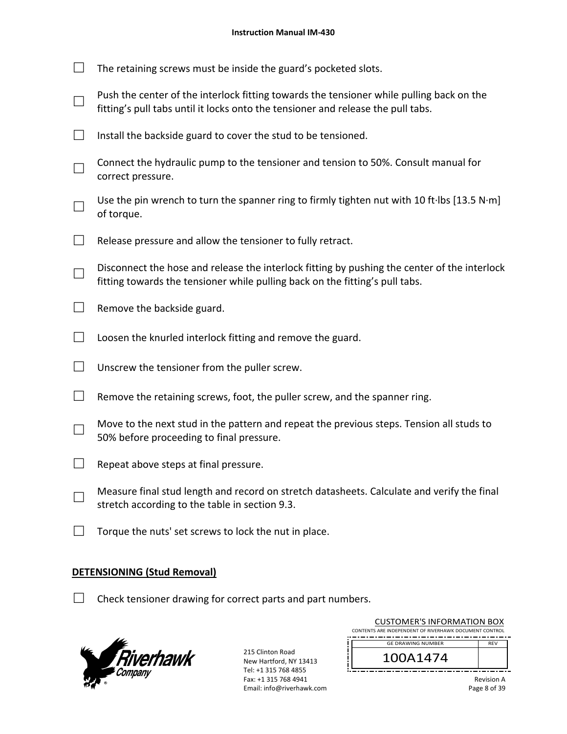- ☐ The retaining screws must be inside the guard's pocketed slots.
- ☐ Push the center of the interlock fitting towards the tensioner while pulling back on the fitting's pull tabs until it locks onto the tensioner and release the pull tabs.
- ☐ Install the backside guard to cover the stud to be tensioned.
- ☐ Connect the hydraulic pump to the tensioner and tension to 50%. Consult manual for correct pressure.
- ☐ Use the pin wrench to turn the spanner ring to firmly tighten nut with 10 ft·lbs [13.5 N·m] of torque.
- ☐ Release pressure and allow the tensioner to fully retract.
- ☐ Disconnect the hose and release the interlock fitting by pushing the center of the interlock fitting towards the tensioner while pulling back on the fitting's pull tabs.
- ☐ Remove the backside guard.
- ☐ Loosen the knurled interlock fitting and remove the guard.
- ☐ Unscrew the tensioner from the puller screw.
- ☐ Remove the retaining screws, foot, the puller screw, and the spanner ring.
- ☐ Move to the next stud in the pattern and repeat the previous steps. Tension all studs to 50% before proceeding to final pressure.
- ☐ Repeat above steps at final pressure.
- ☐ Measure final stud length and record on stretch datasheets. Calculate and verify the final stretch according to the table in section 9.3.
- ☐ Torque the nuts' set screws to lock the nut in place.

## DETENSIONING (Stud Removal)

- ☐ Check tensioner drawing for correct parts and part numbers.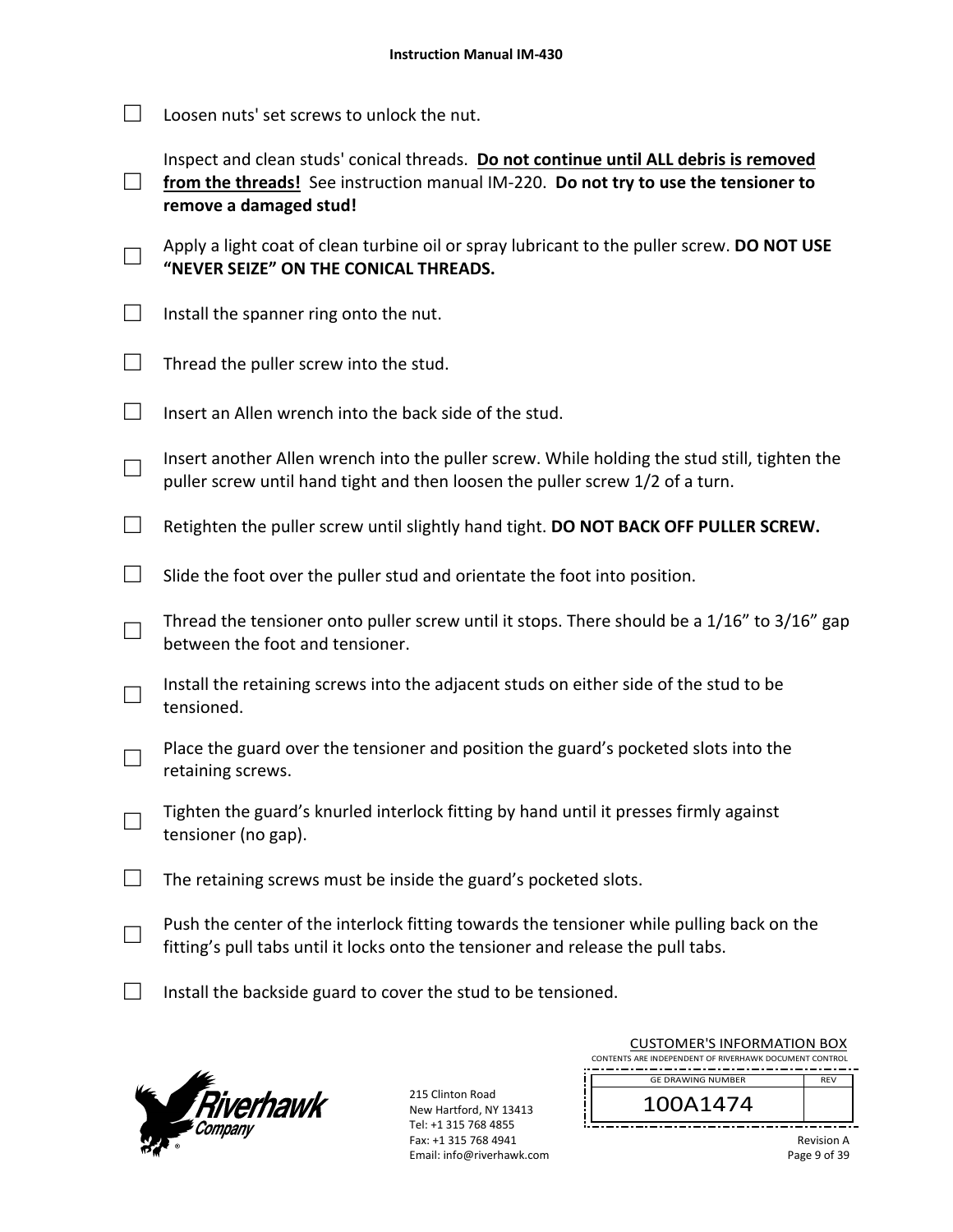- ☐ Loosen nuts' set screws to unlock the nut.
- ☐ Inspect and clean studs' conical threads. **Do not continue until ALL debris is removed from the threads!** See instruction manual IM-220. **Do not try to use the tensioner to remove a damaged stud!**
- ☐ Apply a light coat of clean turbine oil or spray lubricant to the puller screw. **DO NOT USE "NEVER SEIZE" ON THE CONICAL THREADS.**
- ☐ Install the spanner ring onto the nut.
- ☐ Thread the puller screw into the stud.
- ☐ Insert an Allen wrench into the back side of the stud.
- ☐ Insert another Allen wrench into the puller screw. While holding the stud still, tighten the puller screw until hand tight and then loosen the puller screw 1/2 of a turn.
- ☐ Retighten the puller screw until slightly hand tight. **DO NOT BACK OFF PULLER SCREW.**
- ☐ Slide the foot over the puller stud and orientate the foot into position.
- ☐ Thread the tensioner onto puller screw until it stops. There should be a 1/16" to 3/16" gap between the foot and tensioner.
- ☐ Install the retaining screws into the adjacent studs on either side of the stud to be tensioned.
- ☐ Place the guard over the tensioner and position the guard's pocketed slots into the retaining screws.
- ☐ Tighten the guard's knurled interlock fitting by hand until it presses firmly against tensioner (no gap).
- ☐ The retaining screws must be inside the guard's pocketed slots.
- ☐ Push the center of the interlock fitting towards the tensioner while pulling back on the fitting's pull tabs until it locks onto the tensioner and release the pull tabs.
- ☐ Install the backside guard to cover the stud to be tensioned.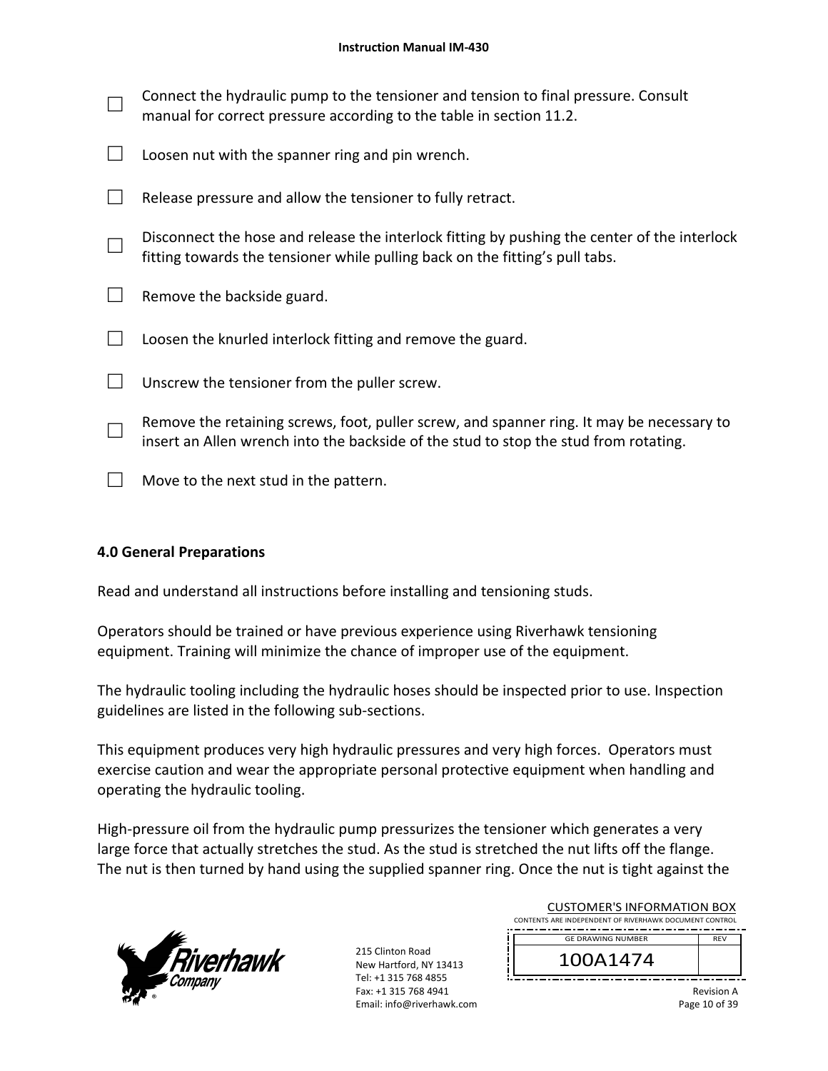- ☐ Connect the hydraulic pump to the tensioner and tension to final pressure. Consult manual for correct pressure according to the table in section 11.2.
- ☐ Loosen nut with the spanner ring and pin wrench.
- ☐ Release pressure and allow the tensioner to fully retract.
- ☐ Disconnect the hose and release the interlock fitting by pushing the center of the interlock fitting towards the tensioner while pulling back on the fitting's pull tabs.
- ☐ Remove the backside guard.
- ☐ Loosen the knurled interlock fitting and remove the guard.
- ☐ Unscrew the tensioner from the puller screw.
- ☐ Remove the retaining screws, foot, puller screw, and spanner ring. It may be necessary to insert an Allen wrench into the backside of the stud to stop the stud from rotating.
- ☐ Move to the next stud in the pattern.

## 4.0 General Preparations

Read and understand all instructions before installing and tensioning studs.

Operators should be trained or have previous experience using Riverhawk tensioning equipment. Training will minimize the chance of improper use of the equipment.

The hydraulic tooling including the hydraulic hoses should be inspected prior to use. Inspection guidelines are listed in the following sub-sections.

This equipment produces very high hydraulic pressures and very high forces. Operators must exercise caution and wear the appropriate personal protective equipment when handling and operating the hydraulic tooling.

High-pressure oil from the hydraulic pump pressurizes the tensioner which generates a very large force that actually stretches the stud. As the stud is stretched the nut lifts off the flange. The nut is then turned by hand using the supplied spanner ring. Once the nut is tight against the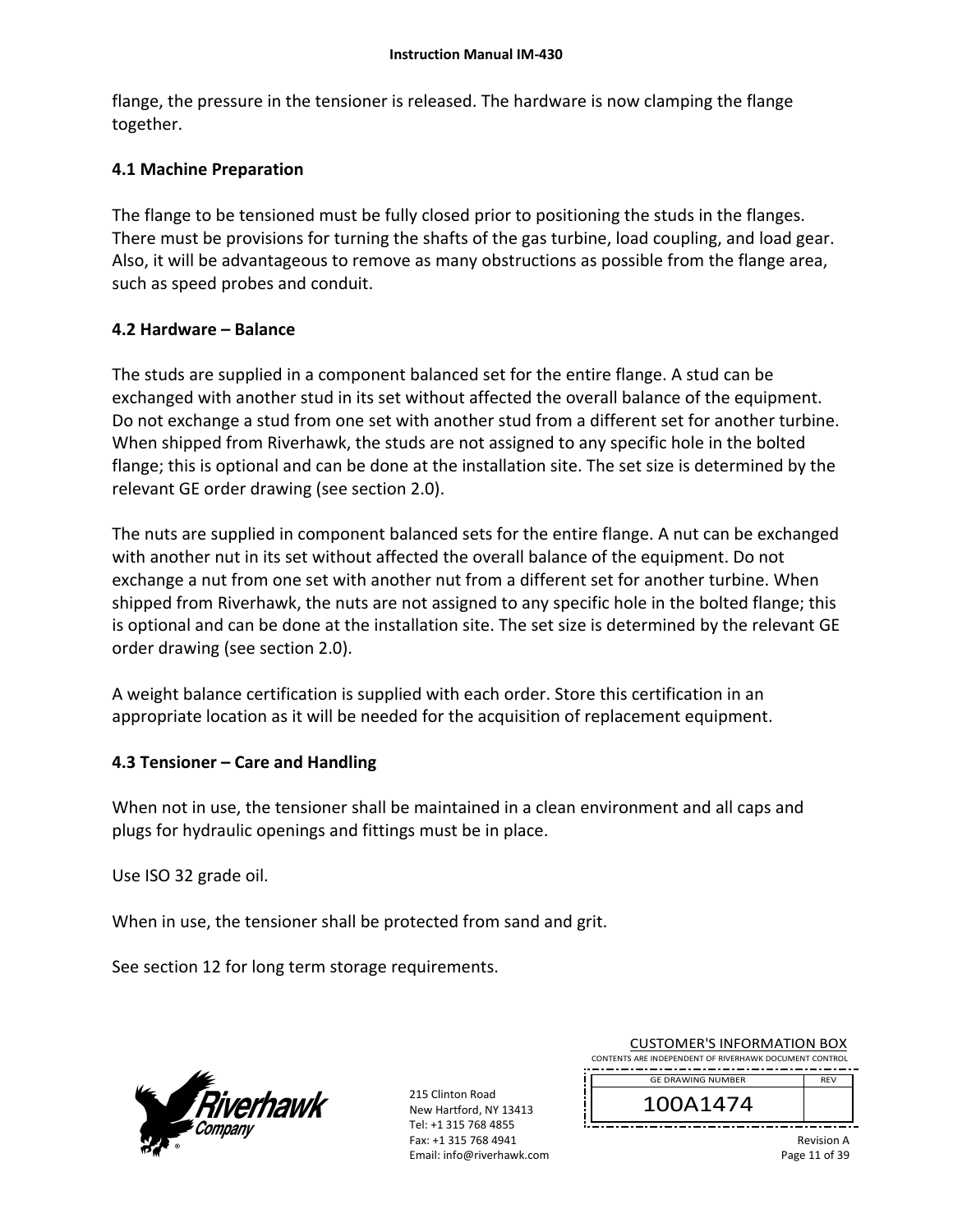flange, the pressure in the tensioner is released. The hardware is now clamping the flange together.

### 4.1 Machine Preparation

The flange to be tensioned must be fully closed prior to positioning the studs in the flanges. There must be provisions for turning the shafts of the gas turbine, load coupling, and load gear. Also, it will be advantageous to remove as many obstructions as possible from the flange area, such as speed probes and conduit.

### 4.2 Hardware – Balance

The studs are supplied in a component balanced set for the entire flange. A stud can be exchanged with another stud in its set without affected the overall balance of the equipment. Do not exchange a stud from one set with another stud from a different set for another turbine. When shipped from Riverhawk, the studs are not assigned to any specific hole in the bolted flange; this is optional and can be done at the installation site. The set size is determined by the relevant GE order drawing (see section 2.0).

The nuts are supplied in component balanced sets for the entire flange. A nut can be exchanged with another nut in its set without affected the overall balance of the equipment. Do not exchange a nut from one set with another nut from a different set for another turbine. When shipped from Riverhawk, the nuts are not assigned to any specific hole in the bolted flange; this is optional and can be done at the installation site. The set size is determined by the relevant GE order drawing (see section 2.0).

A weight balance certification is supplied with each order. Store this certification in an appropriate location as it will be needed for the acquisition of replacement equipment.

### 4.3 Tensioner – Care and Handling

When not in use, the tensioner shall be maintained in a clean environment and all caps and plugs for hydraulic openings and fittings must be in place.

Use ISO 32 grade oil.

When in use, the tensioner shall be protected from sand and grit.

See section 12 for long term storage requirements.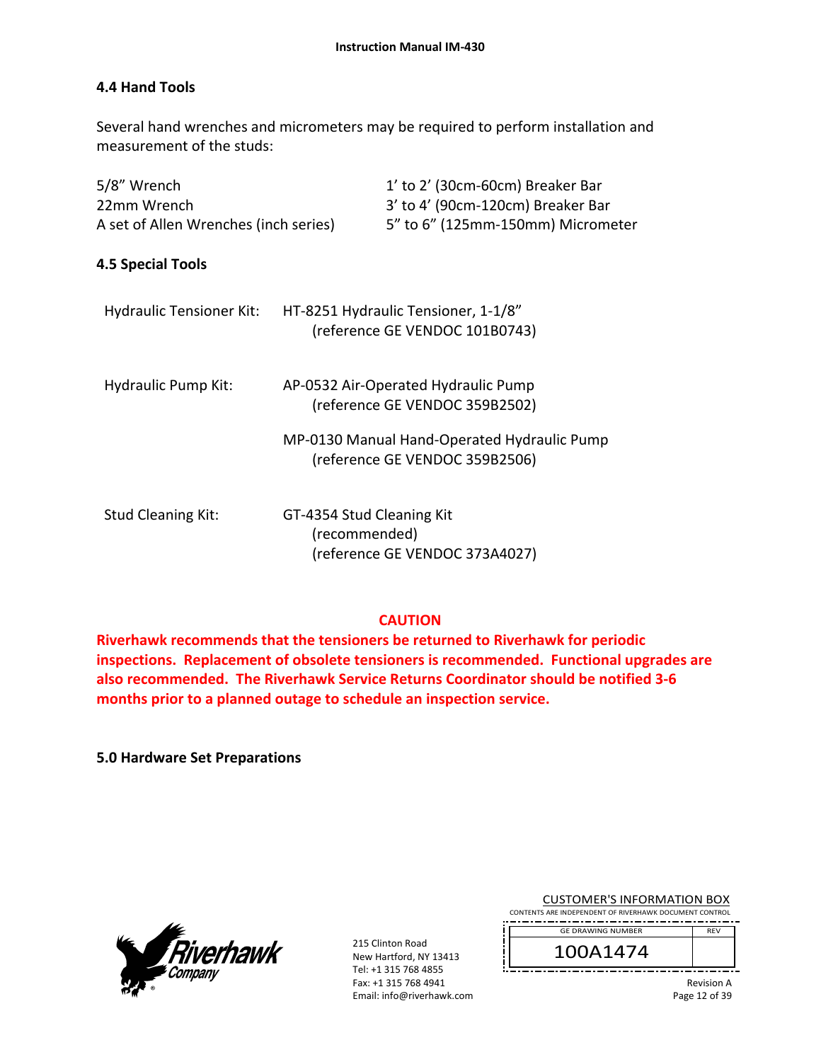## 4.4 Hand Tools

Several hand wrenches and micrometers may be required to perform installation and measurement of the studs:

| | |
|---|---|
| 5/8" Wrench | 1' to 2' (30cm-60cm) Breaker Bar |
| 22mm Wrench | 3' to 4' (90cm-120cm) Breaker Bar |
| A set of Allen Wrenches (inch series) | 5" to 6" (125mm-150mm) Micrometer |

## 4.5 Special Tools

Hydraulic Tensioner Kit: HT-8251 Hydraulic Tensioner, 1-1/8"
(reference GE VENDOC 101B0743)

Hydraulic Pump Kit: AP-0532 Air-Operated Hydraulic Pump
(reference GE VENDOC 359B2502)

MP-0130 Manual Hand-Operated Hydraulic Pump
(reference GE VENDOC 359B2506)

Stud Cleaning Kit: GT-4354 Stud Cleaning Kit
(recommended)
(reference GE VENDOC 373A4027)

**CAUTION**

**Riverhawk recommends that the tensioners be returned to Riverhawk for periodic inspections. Replacement of obsolete tensioners is recommended. Functional upgrades are also recommended. The Riverhawk Service Returns Coordinator should be notified 3-6 months prior to a planned outage to schedule an inspection service.**

## 5.0 Hardware Set Preparations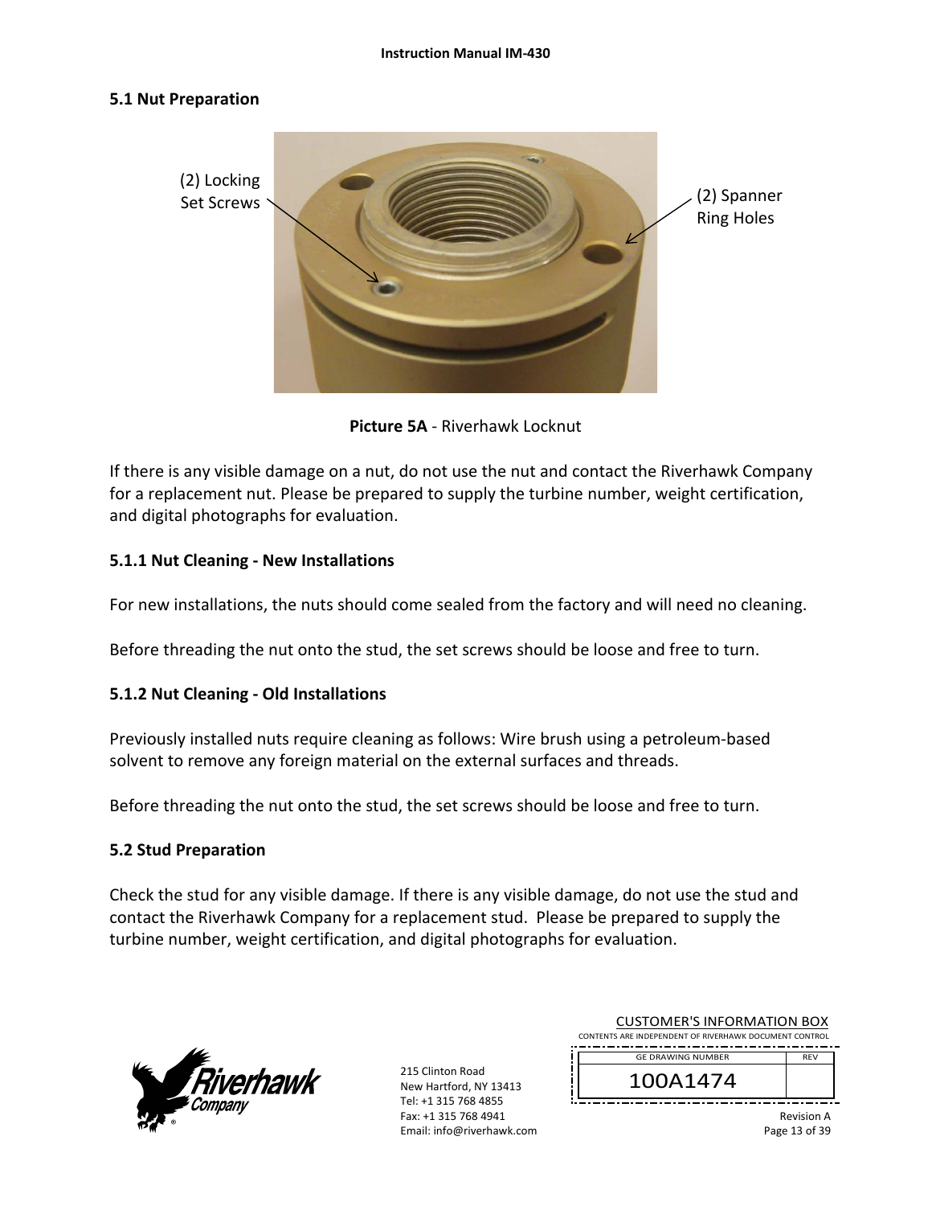## 5.1 Nut Preparation

(2) Locking Set Screws

(2) Spanner Ring Holes

**Picture 5A** - Riverhawk Locknut

If there is any visible damage on a nut, do not use the nut and contact the Riverhawk Company for a replacement nut. Please be prepared to supply the turbine number, weight certification, and digital photographs for evaluation.

### 5.1.1 Nut Cleaning - New Installations

For new installations, the nuts should come sealed from the factory and will need no cleaning.

Before threading the nut onto the stud, the set screws should be loose and free to turn.

### 5.1.2 Nut Cleaning - Old Installations

Previously installed nuts require cleaning as follows: Wire brush using a petroleum-based solvent to remove any foreign material on the external surfaces and threads.

Before threading the nut onto the stud, the set screws should be loose and free to turn.

## 5.2 Stud Preparation

Check the stud for any visible damage. If there is any visible damage, do not use the stud and contact the Riverhawk Company for a replacement stud. Please be prepared to supply the turbine number, weight certification, and digital photographs for evaluation.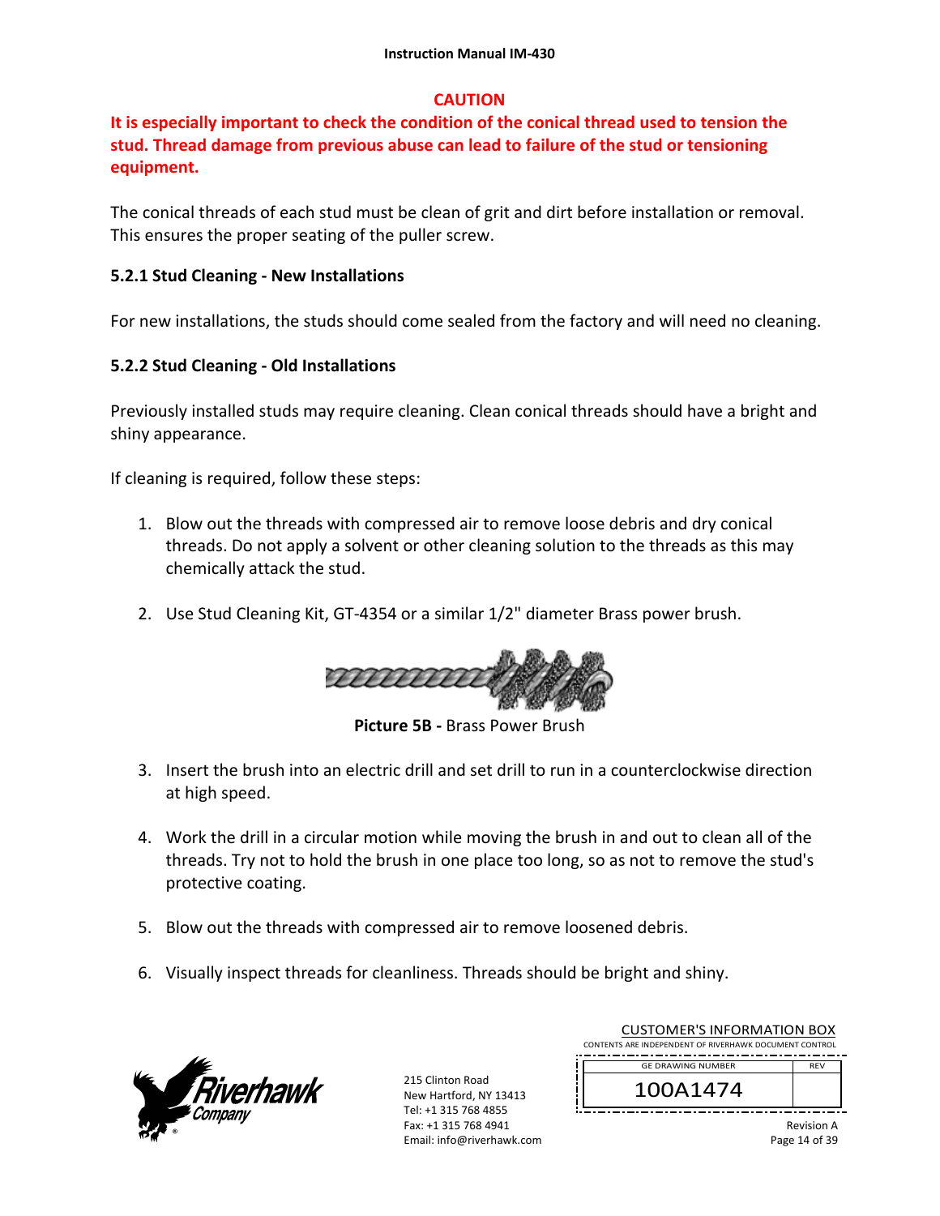**CAUTION**

**It is especially important to check the condition of the conical thread used to tension the stud. Thread damage from previous abuse can lead to failure of the stud or tensioning equipment.**

The conical threads of each stud must be clean of grit and dirt before installation or removal. This ensures the proper seating of the puller screw.

### 5.2.1 Stud Cleaning - New Installations

For new installations, the studs should come sealed from the factory and will need no cleaning.

### 5.2.2 Stud Cleaning - Old Installations

Previously installed studs may require cleaning. Clean conical threads should have a bright and shiny appearance.

If cleaning is required, follow these steps:

1. Blow out the threads with compressed air to remove loose debris and dry conical threads. Do not apply a solvent or other cleaning solution to the threads as this may chemically attack the stud.

2. Use Stud Cleaning Kit, GT-4354 or a similar 1/2" diameter Brass power brush.

**Picture 5B -** Brass Power Brush

3. Insert the brush into an electric drill and set drill to run in a counterclockwise direction at high speed.

4. Work the drill in a circular motion while moving the brush in and out to clean all of the threads. Try not to hold the brush in one place too long, so as not to remove the stud's protective coating.

5. Blow out the threads with compressed air to remove loosened debris.

6. Visually inspect threads for cleanliness. Threads should be bright and shiny.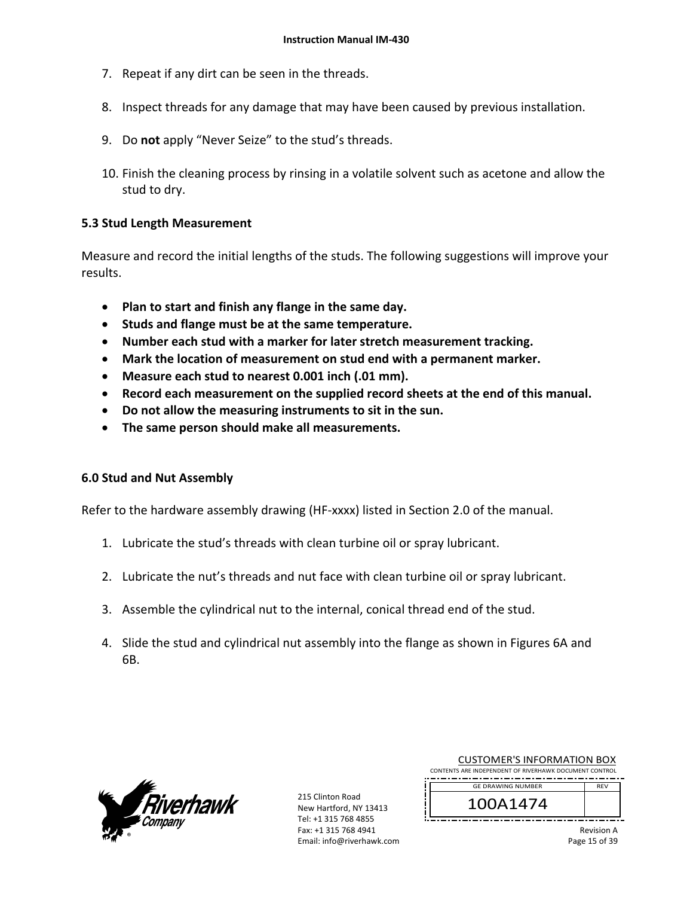7. Repeat if any dirt can be seen in the threads.

8. Inspect threads for any damage that may have been caused by previous installation.

9. Do **not** apply "Never Seize" to the stud's threads.

10. Finish the cleaning process by rinsing in a volatile solvent such as acetone and allow the stud to dry.

## 5.3 Stud Length Measurement

Measure and record the initial lengths of the studs. The following suggestions will improve your results.

- **Plan to start and finish any flange in the same day.**
- **Studs and flange must be at the same temperature.**
- **Number each stud with a marker for later stretch measurement tracking.**
- **Mark the location of measurement on stud end with a permanent marker.**
- **Measure each stud to nearest 0.001 inch (.01 mm).**
- **Record each measurement on the supplied record sheets at the end of this manual.**
- **Do not allow the measuring instruments to sit in the sun.**
- **The same person should make all measurements.**

## 6.0 Stud and Nut Assembly

Refer to the hardware assembly drawing (HF-xxxx) listed in Section 2.0 of the manual.

1. Lubricate the stud's threads with clean turbine oil or spray lubricant.

2. Lubricate the nut's threads and nut face with clean turbine oil or spray lubricant.

3. Assemble the cylindrical nut to the internal, conical thread end of the stud.

4. Slide the stud and cylindrical nut assembly into the flange as shown in Figures 6A and 6B.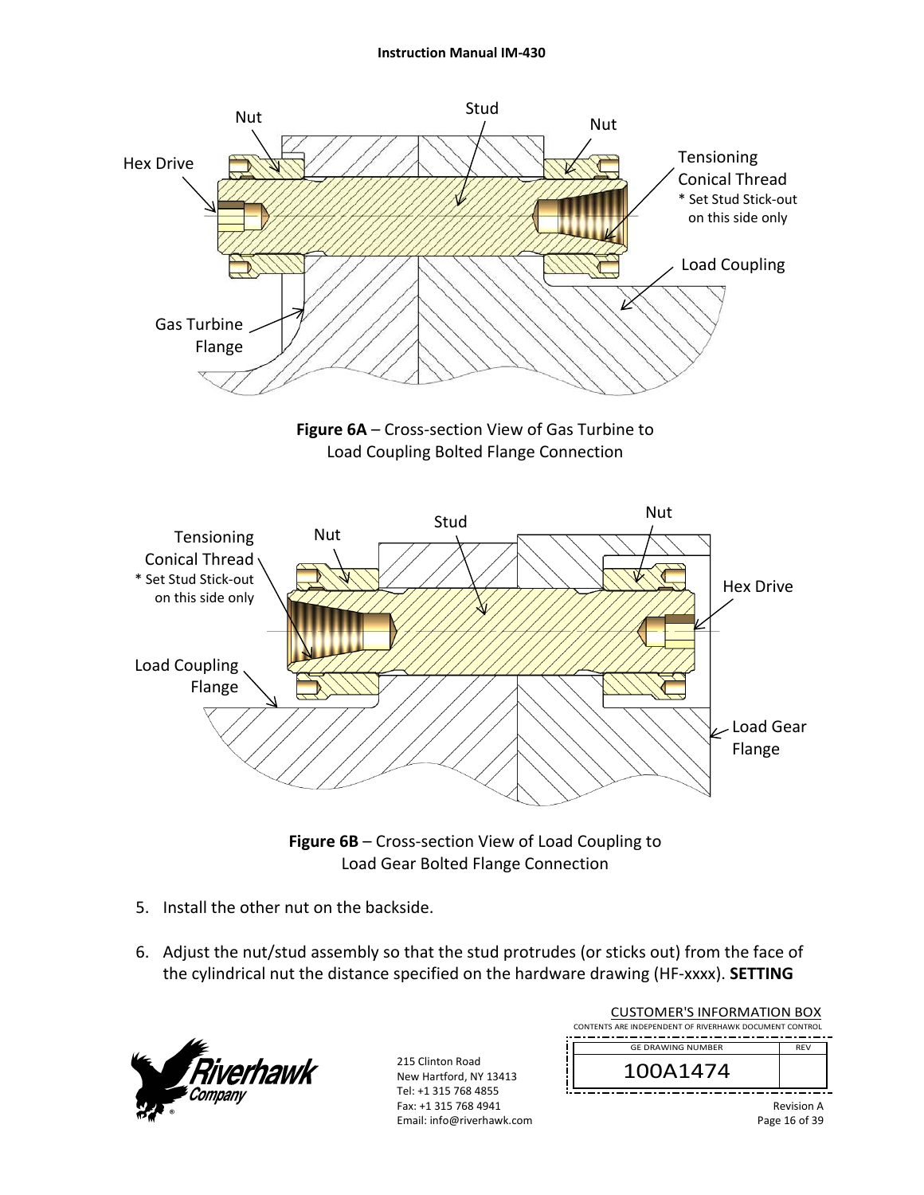**Figure 6A** – Cross-section View of Gas Turbine to Load Coupling Bolted Flange Connection

**Figure 6B** – Cross-section View of Load Coupling to Load Gear Bolted Flange Connection

5. Install the other nut on the backside.

6. Adjust the nut/stud assembly so that the stud protrudes (or sticks out) from the face of the cylindrical nut the distance specified on the hardware drawing (HF-xxxx). **SETTING**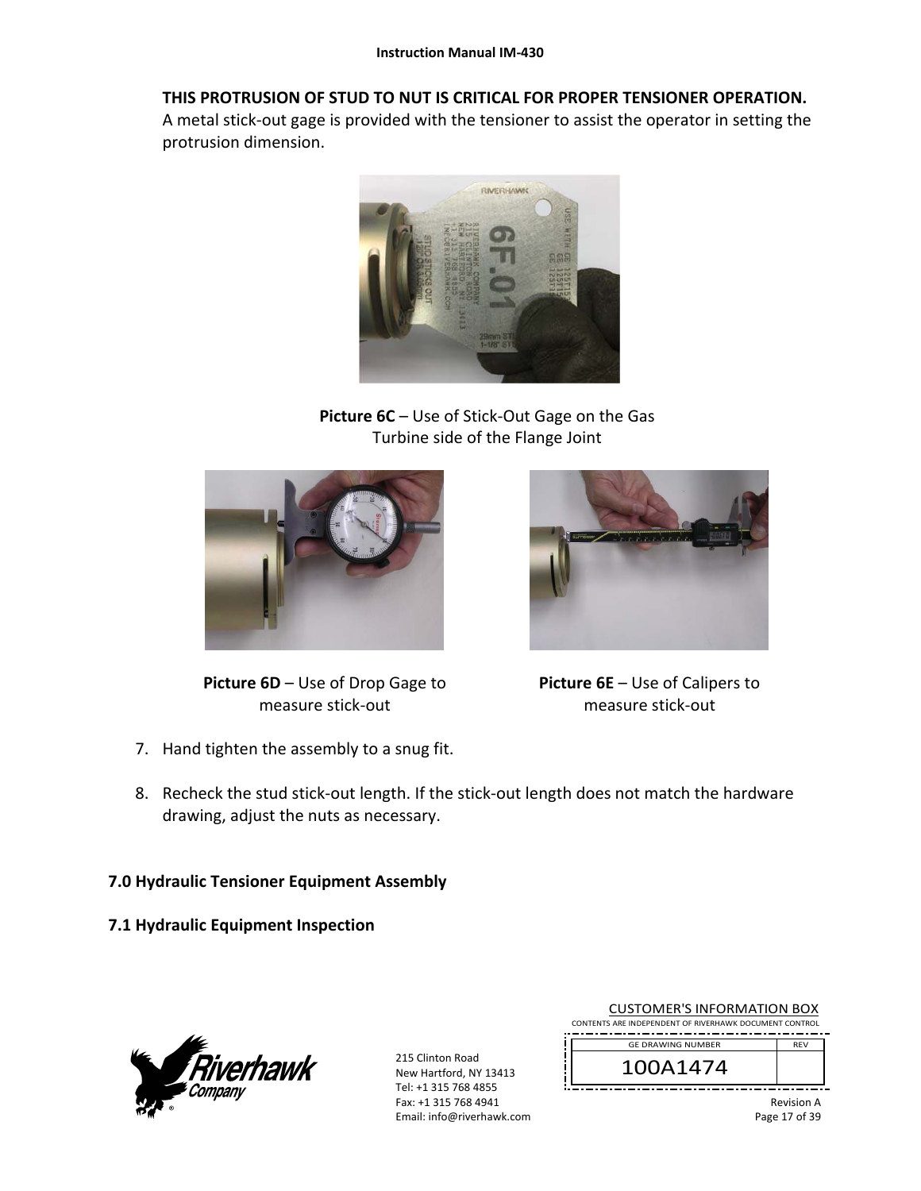**THIS PROTRUSION OF STUD TO NUT IS CRITICAL FOR PROPER TENSIONER OPERATION.** A metal stick-out gage is provided with the tensioner to assist the operator in setting the protrusion dimension.

**Picture 6C** – Use of Stick-Out Gage on the Gas Turbine side of the Flange Joint

**Picture 6D** – Use of Drop Gage to measure stick-out

**Picture 6E** – Use of Calipers to measure stick-out

7. Hand tighten the assembly to a snug fit.

8. Recheck the stud stick-out length. If the stick-out length does not match the hardware drawing, adjust the nuts as necessary.

## 7.0 Hydraulic Tensioner Equipment Assembly

### 7.1 Hydraulic Equipment Inspection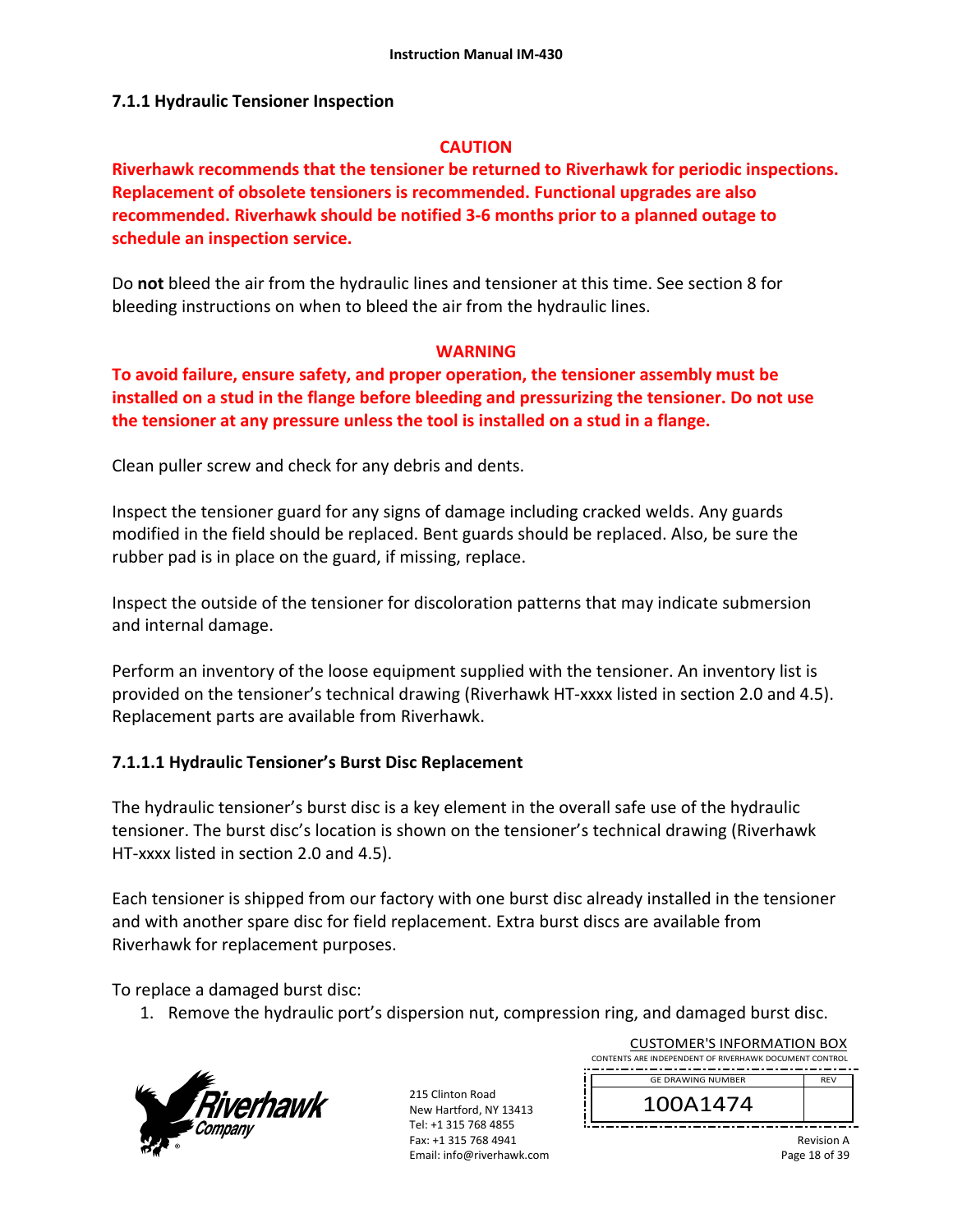### 7.1.1 Hydraulic Tensioner Inspection

**CAUTION**

**Riverhawk recommends that the tensioner be returned to Riverhawk for periodic inspections. Replacement of obsolete tensioners is recommended. Functional upgrades are also recommended. Riverhawk should be notified 3-6 months prior to a planned outage to schedule an inspection service.**

Do **not** bleed the air from the hydraulic lines and tensioner at this time. See section 8 for bleeding instructions on when to bleed the air from the hydraulic lines.

**WARNING**

**To avoid failure, ensure safety, and proper operation, the tensioner assembly must be installed on a stud in the flange before bleeding and pressurizing the tensioner. Do not use the tensioner at any pressure unless the tool is installed on a stud in a flange.**

Clean puller screw and check for any debris and dents.

Inspect the tensioner guard for any signs of damage including cracked welds. Any guards modified in the field should be replaced. Bent guards should be replaced. Also, be sure the rubber pad is in place on the guard, if missing, replace.

Inspect the outside of the tensioner for discoloration patterns that may indicate submersion and internal damage.

Perform an inventory of the loose equipment supplied with the tensioner. An inventory list is provided on the tensioner's technical drawing (Riverhawk HT-xxxx listed in section 2.0 and 4.5). Replacement parts are available from Riverhawk.

#### 7.1.1.1 Hydraulic Tensioner's Burst Disc Replacement

The hydraulic tensioner's burst disc is a key element in the overall safe use of the hydraulic tensioner. The burst disc's location is shown on the tensioner's technical drawing (Riverhawk HT-xxxx listed in section 2.0 and 4.5).

Each tensioner is shipped from our factory with one burst disc already installed in the tensioner and with another spare disc for field replacement. Extra burst discs are available from Riverhawk for replacement purposes.

To replace a damaged burst disc:

1. Remove the hydraulic port's dispersion nut, compression ring, and damaged burst disc.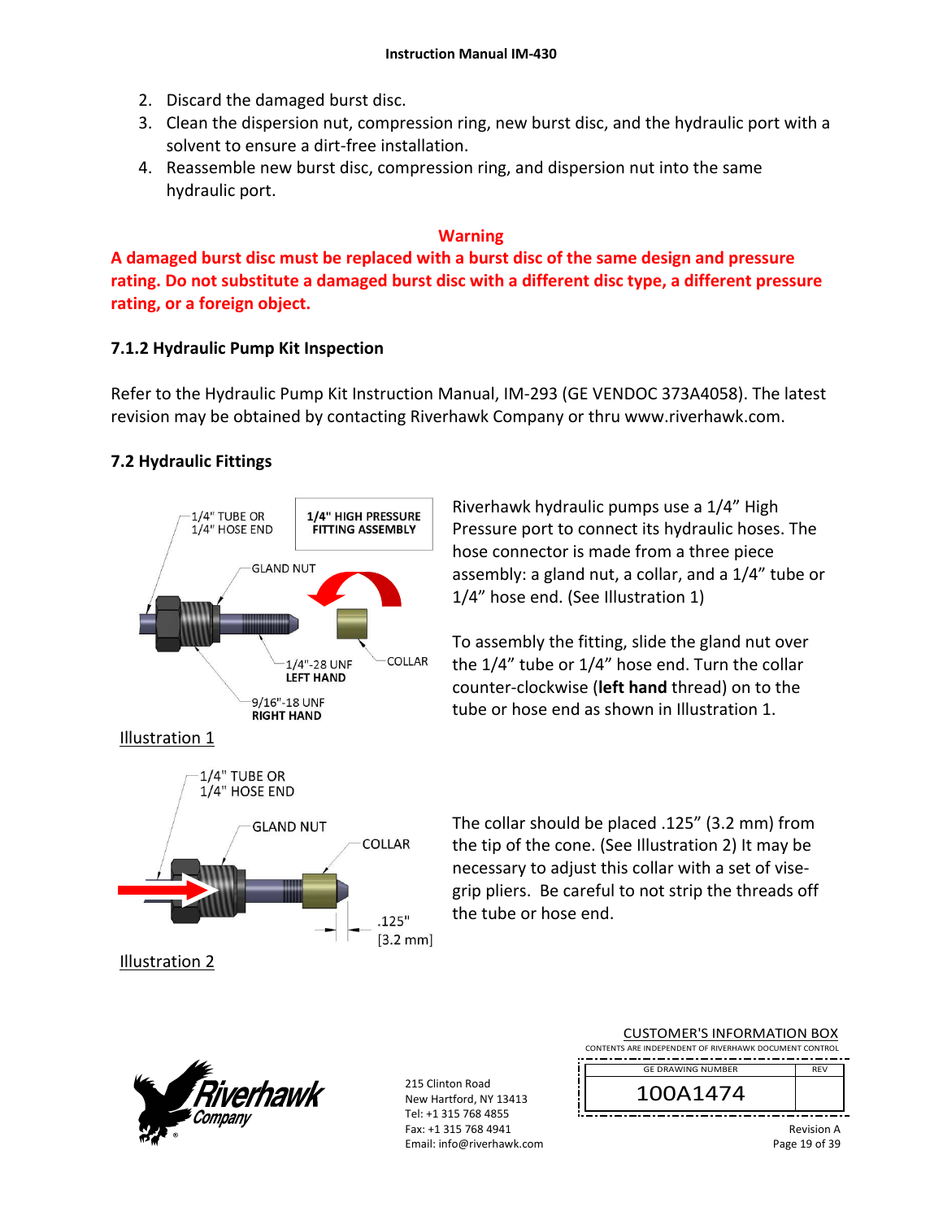2. Discard the damaged burst disc.
3. Clean the dispersion nut, compression ring, new burst disc, and the hydraulic port with a solvent to ensure a dirt-free installation.
4. Reassemble new burst disc, compression ring, and dispersion nut into the same hydraulic port.

**Warning**

**A damaged burst disc must be replaced with a burst disc of the same design and pressure rating. Do not substitute a damaged burst disc with a different disc type, a different pressure rating, or a foreign object.**

### 7.1.2 Hydraulic Pump Kit Inspection

Refer to the Hydraulic Pump Kit Instruction Manual, IM-293 (GE VENDOC 373A4058). The latest revision may be obtained by contacting Riverhawk Company or thru www.riverhawk.com.

## 7.2 Hydraulic Fittings

1/4" TUBE OR 1/4" HOSE END

**1/4" HIGH PRESSURE FITTING ASSEMBLY**

GLAND NUT

COLLAR

1/4"-28 UNF **LEFT HAND**

9/16"-18 UNF **RIGHT HAND**

Illustration 1

Riverhawk hydraulic pumps use a 1/4" High Pressure port to connect its hydraulic hoses. The hose connector is made from a three piece assembly: a gland nut, a collar, and a 1/4" tube or 1/4" hose end. (See Illustration 1)

To assembly the fitting, slide the gland nut over the 1/4" tube or 1/4" hose end. Turn the collar counter-clockwise (**left hand** thread) on to the tube or hose end as shown in Illustration 1.

1/4" TUBE OR 1/4" HOSE END

GLAND NUT

COLLAR

.125" [3.2 mm]

Illustration 2

The collar should be placed .125" (3.2 mm) from the tip of the cone. (See Illustration 2) It may be necessary to adjust this collar with a set of vise-grip pliers. Be careful to not strip the threads off the tube or hose end.

Riverhawk Company

215 Clinton Road
New Hartford, NY 13413
Tel: +1 315 768 4855
Fax: +1 315 768 4941
Email: info@riverhawk.com

CUSTOMER'S INFORMATION BOX
CONTENTS ARE INDEPENDENT OF RIVERHAWK DOCUMENT CONTROL

| GE DRAWING NUMBER | REV |
|---|---|
| 100A1474 | |

Revision A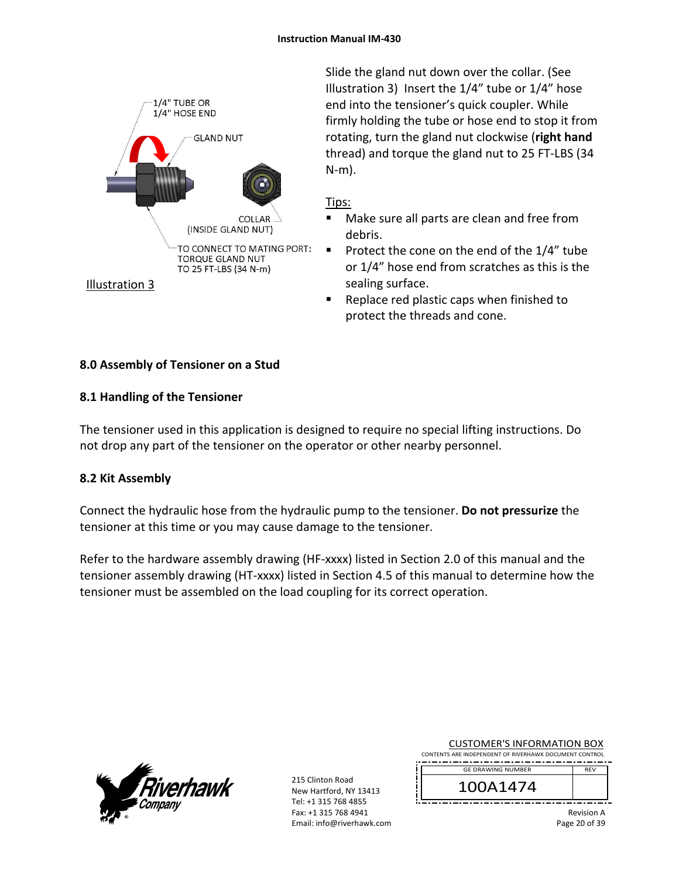1/4" TUBE OR
1/4" HOSE END

GLAND NUT

COLLAR
(INSIDE GLAND NUT)

TO CONNECT TO MATING PORT:
TORQUE GLAND NUT
TO 25 FT-LBS (34 N-m)

Illustration 3

Slide the gland nut down over the collar. (See Illustration 3) Insert the 1/4" tube or 1/4" hose end into the tensioner's quick coupler. While firmly holding the tube or hose end to stop it from rotating, turn the gland nut clockwise (**right hand** thread) and torque the gland nut to 25 FT-LBS (34 N-m).

Tips:

- Make sure all parts are clean and free from debris.
- Protect the cone on the end of the 1/4" tube or 1/4" hose end from scratches as this is the sealing surface.
- Replace red plastic caps when finished to protect the threads and cone.

## 8.0 Assembly of Tensioner on a Stud

### 8.1 Handling of the Tensioner

The tensioner used in this application is designed to require no special lifting instructions. Do not drop any part of the tensioner on the operator or other nearby personnel.

### 8.2 Kit Assembly

Connect the hydraulic hose from the hydraulic pump to the tensioner. **Do not pressurize** the tensioner at this time or you may cause damage to the tensioner.

Refer to the hardware assembly drawing (HF-xxxx) listed in Section 2.0 of this manual and the tensioner assembly drawing (HT-xxxx) listed in Section 4.5 of this manual to determine how the tensioner must be assembled on the load coupling for its correct operation.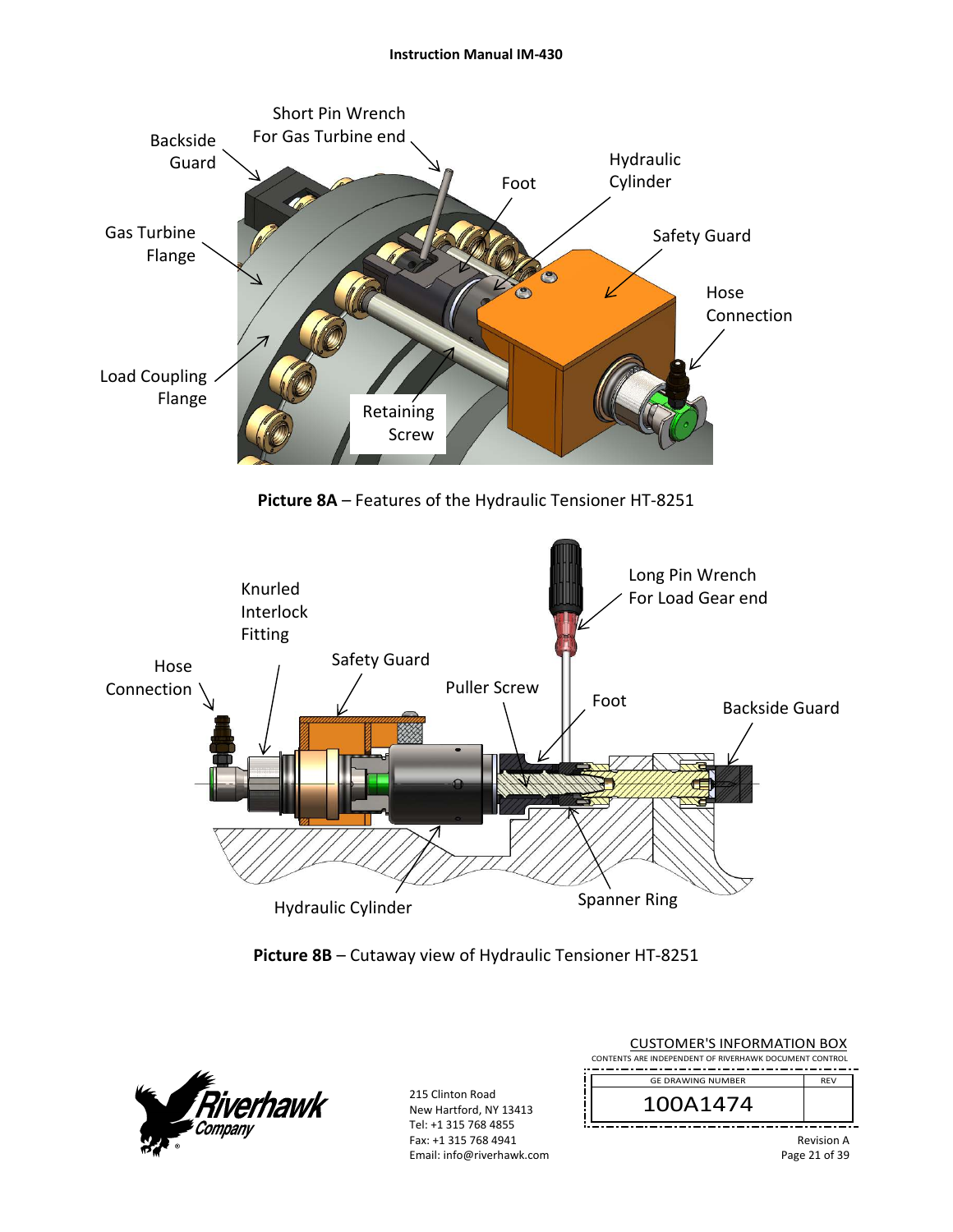Short Pin Wrench For Gas Turbine end

Backside Guard

Foot

Hydraulic Cylinder

Gas Turbine Flange

Safety Guard

Hose Connection

Load Coupling Flange

Retaining Screw

**Picture 8A** – Features of the Hydraulic Tensioner HT-8251

Long Pin Wrench For Load Gear end

Knurled Interlock Fitting

Hose Connection

Safety Guard

Puller Screw

Foot

Backside Guard

Hydraulic Cylinder

Spanner Ring

**Picture 8B** – Cutaway view of Hydraulic Tensioner HT-8251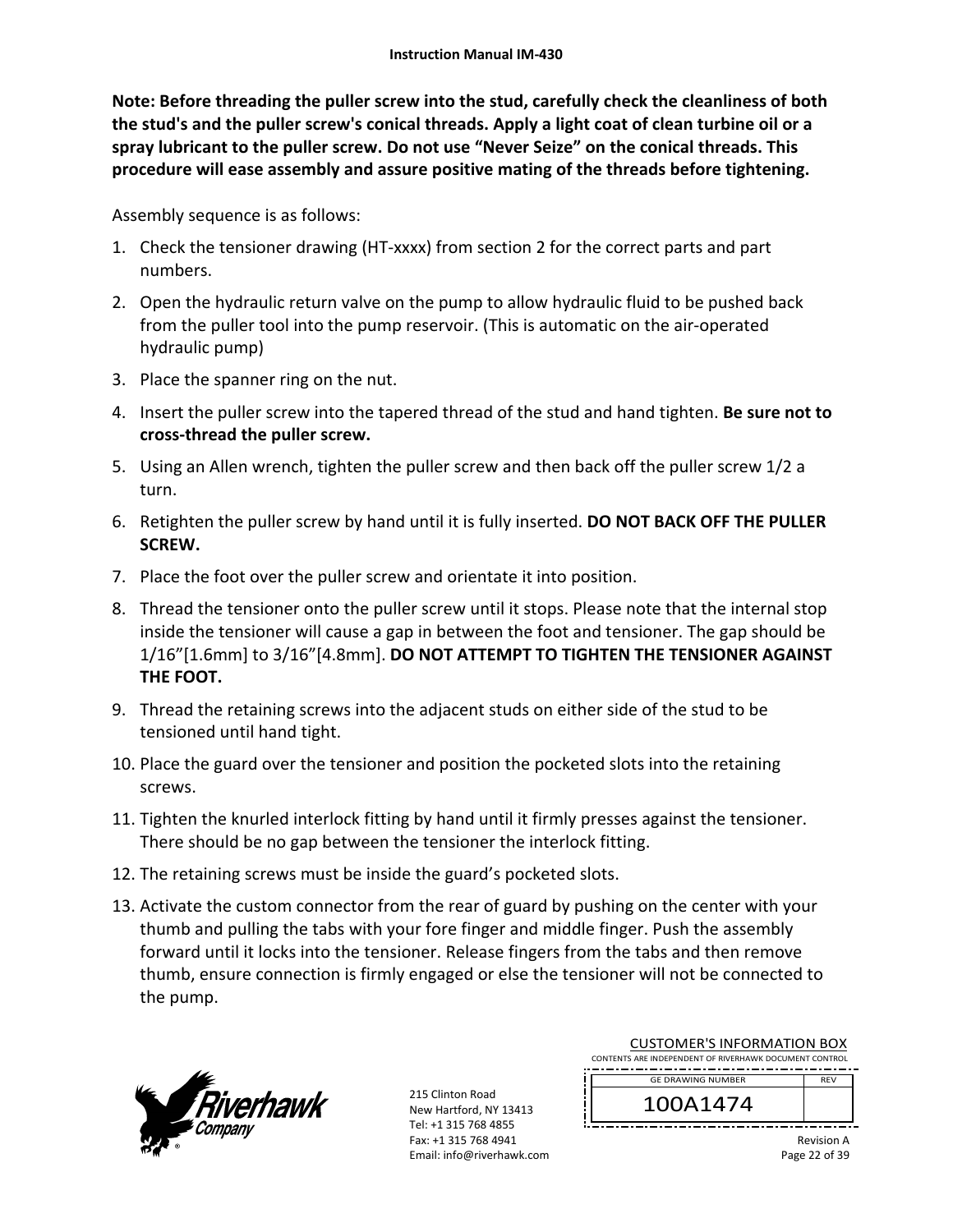**Note: Before threading the puller screw into the stud, carefully check the cleanliness of both the stud's and the puller screw's conical threads. Apply a light coat of clean turbine oil or a spray lubricant to the puller screw. Do not use "Never Seize" on the conical threads. This procedure will ease assembly and assure positive mating of the threads before tightening.**

Assembly sequence is as follows:

1. Check the tensioner drawing (HT-xxxx) from section 2 for the correct parts and part numbers.
2. Open the hydraulic return valve on the pump to allow hydraulic fluid to be pushed back from the puller tool into the pump reservoir. (This is automatic on the air-operated hydraulic pump)
3. Place the spanner ring on the nut.
4. Insert the puller screw into the tapered thread of the stud and hand tighten. **Be sure not to cross-thread the puller screw.**
5. Using an Allen wrench, tighten the puller screw and then back off the puller screw 1/2 a turn.
6. Retighten the puller screw by hand until it is fully inserted. **DO NOT BACK OFF THE PULLER SCREW.**
7. Place the foot over the puller screw and orientate it into position.
8. Thread the tensioner onto the puller screw until it stops. Please note that the internal stop inside the tensioner will cause a gap in between the foot and tensioner. The gap should be 1/16"[1.6mm] to 3/16"[4.8mm]. **DO NOT ATTEMPT TO TIGHTEN THE TENSIONER AGAINST THE FOOT.**
9. Thread the retaining screws into the adjacent studs on either side of the stud to be tensioned until hand tight.
10. Place the guard over the tensioner and position the pocketed slots into the retaining screws.
11. Tighten the knurled interlock fitting by hand until it firmly presses against the tensioner. There should be no gap between the tensioner the interlock fitting.
12. The retaining screws must be inside the guard's pocketed slots.
13. Activate the custom connector from the rear of guard by pushing on the center with your thumb and pulling the tabs with your fore finger and middle finger. Push the assembly forward until it locks into the tensioner. Release fingers from the tabs and then remove thumb, ensure connection is firmly engaged or else the tensioner will not be connected to the pump.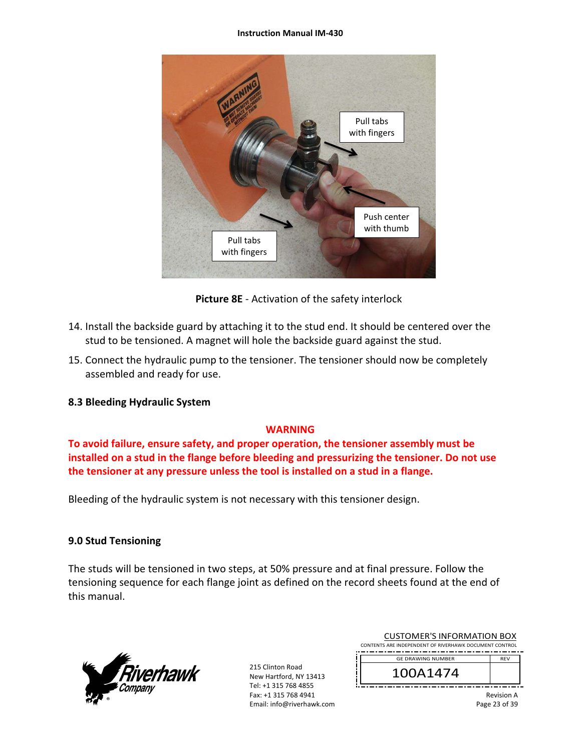**Picture 8E** - Activation of the safety interlock

14. Install the backside guard by attaching it to the stud end. It should be centered over the stud to be tensioned. A magnet will hole the backside guard against the stud.
15. Connect the hydraulic pump to the tensioner. The tensioner should now be completely assembled and ready for use.

### 8.3 Bleeding Hydraulic System

**WARNING**

**To avoid failure, ensure safety, and proper operation, the tensioner assembly must be installed on a stud in the flange before bleeding and pressurizing the tensioner. Do not use the tensioner at any pressure unless the tool is installed on a stud in a flange.**

Bleeding of the hydraulic system is not necessary with this tensioner design.

## 9.0 Stud Tensioning

The studs will be tensioned in two steps, at 50% pressure and at final pressure. Follow the tensioning sequence for each flange joint as defined on the record sheets found at the end of this manual.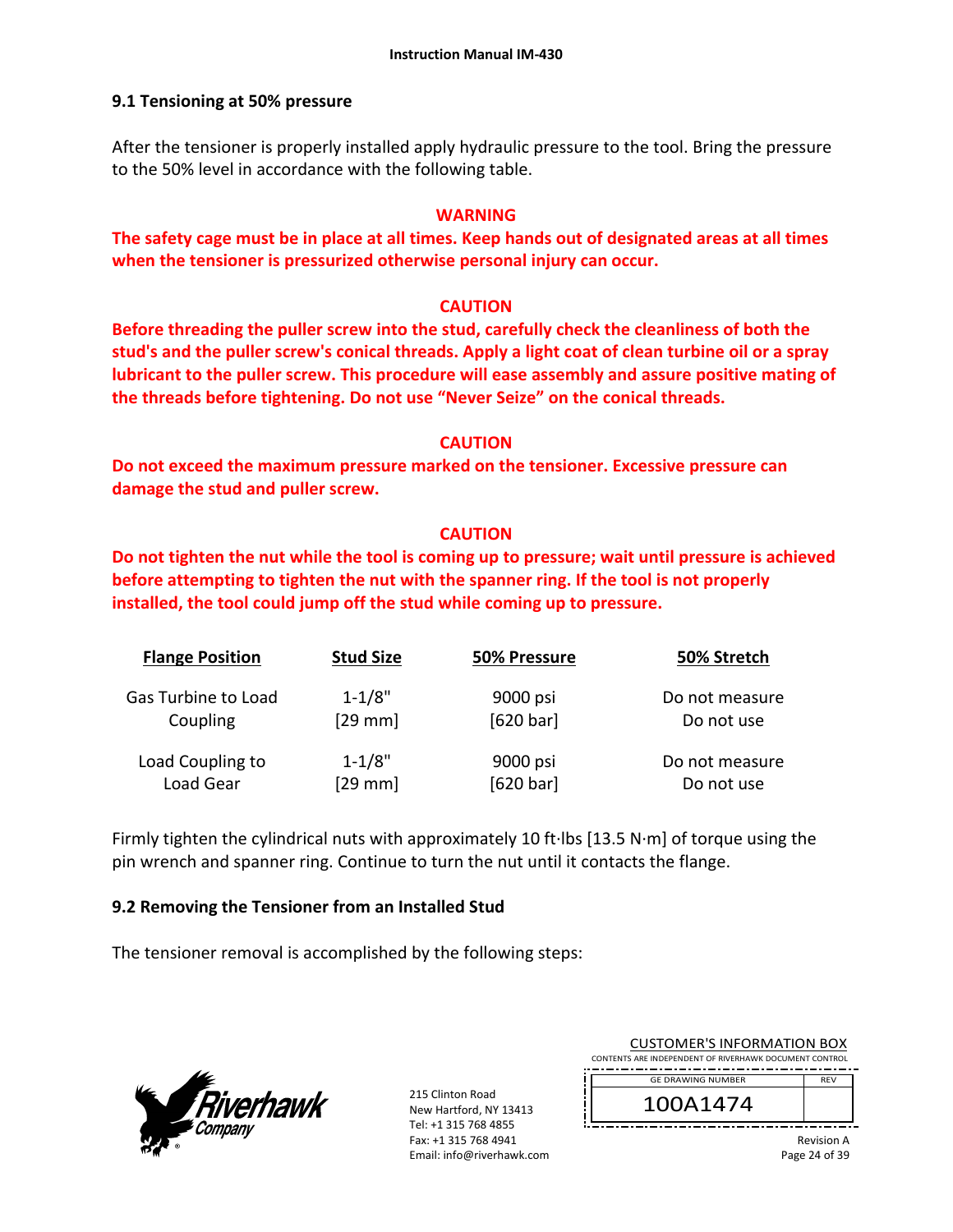### 9.1 Tensioning at 50% pressure

After the tensioner is properly installed apply hydraulic pressure to the tool. Bring the pressure to the 50% level in accordance with the following table.

**WARNING**

**The safety cage must be in place at all times. Keep hands out of designated areas at all times when the tensioner is pressurized otherwise personal injury can occur.**

**CAUTION**

**Before threading the puller screw into the stud, carefully check the cleanliness of both the stud's and the puller screw's conical threads. Apply a light coat of clean turbine oil or a spray lubricant to the puller screw. This procedure will ease assembly and assure positive mating of the threads before tightening. Do not use "Never Seize" on the conical threads.**

**CAUTION**

**Do not exceed the maximum pressure marked on the tensioner. Excessive pressure can damage the stud and puller screw.**

**CAUTION**

**Do not tighten the nut while the tool is coming up to pressure; wait until pressure is achieved before attempting to tighten the nut with the spanner ring. If the tool is not properly installed, the tool could jump off the stud while coming up to pressure.**

| Flange Position | Stud Size | 50% Pressure | 50% Stretch |
|---|---|---|---|
| Gas Turbine to Load Coupling | 1-1/8" [29 mm] | 9000 psi [620 bar] | Do not measure Do not use |
| Load Coupling to Load Gear | 1-1/8" [29 mm] | 9000 psi [620 bar] | Do not measure Do not use |

Firmly tighten the cylindrical nuts with approximately 10 ft·lbs [13.5 N·m] of torque using the pin wrench and spanner ring. Continue to turn the nut until it contacts the flange.

### 9.2 Removing the Tensioner from an Installed Stud

The tensioner removal is accomplished by the following steps:

215 Clinton Road
New Hartford, NY 13413
Tel: +1 315 768 4855
Fax: +1 315 768 4941
Email: info@riverhawk.com

CUSTOMER'S INFORMATION BOX
CONTENTS ARE INDEPENDENT OF RIVERHAWK DOCUMENT CONTROL

| GE DRAWING NUMBER | REV |
|---|---|
| 100A1474 | |

Revision A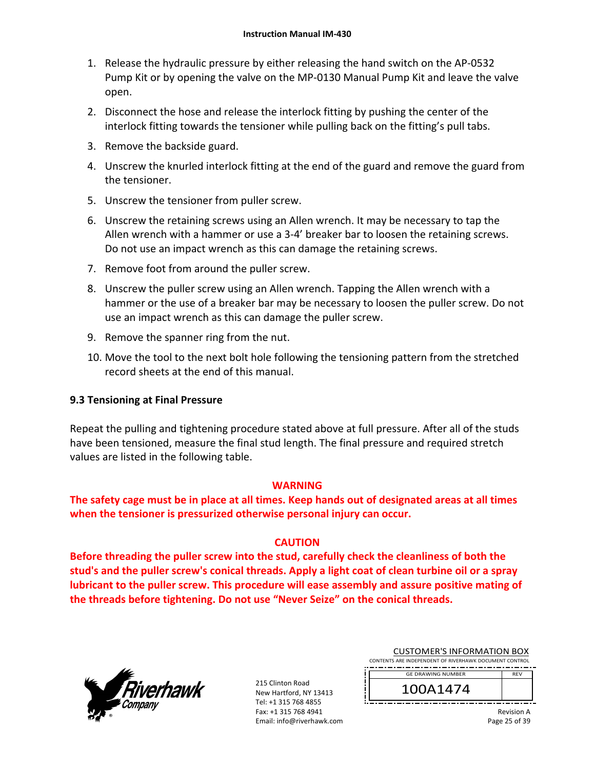1. Release the hydraulic pressure by either releasing the hand switch on the AP-0532 Pump Kit or by opening the valve on the MP-0130 Manual Pump Kit and leave the valve open.
2. Disconnect the hose and release the interlock fitting by pushing the center of the interlock fitting towards the tensioner while pulling back on the fitting's pull tabs.
3. Remove the backside guard.
4. Unscrew the knurled interlock fitting at the end of the guard and remove the guard from the tensioner.
5. Unscrew the tensioner from puller screw.
6. Unscrew the retaining screws using an Allen wrench. It may be necessary to tap the Allen wrench with a hammer or use a 3-4' breaker bar to loosen the retaining screws. Do not use an impact wrench as this can damage the retaining screws.
7. Remove foot from around the puller screw.
8. Unscrew the puller screw using an Allen wrench. Tapping the Allen wrench with a hammer or the use of a breaker bar may be necessary to loosen the puller screw. Do not use an impact wrench as this can damage the puller screw.
9. Remove the spanner ring from the nut.
10. Move the tool to the next bolt hole following the tensioning pattern from the stretched record sheets at the end of this manual.

### 9.3 Tensioning at Final Pressure

Repeat the pulling and tightening procedure stated above at full pressure. After all of the studs have been tensioned, measure the final stud length. The final pressure and required stretch values are listed in the following table.

**WARNING**

**The safety cage must be in place at all times. Keep hands out of designated areas at all times when the tensioner is pressurized otherwise personal injury can occur.**

**CAUTION**

**Before threading the puller screw into the stud, carefully check the cleanliness of both the stud's and the puller screw's conical threads. Apply a light coat of clean turbine oil or a spray lubricant to the puller screw. This procedure will ease assembly and assure positive mating of the threads before tightening. Do not use "Never Seize" on the conical threads.**

215 Clinton Road
New Hartford, NY 13413
Tel: +1 315 768 4855
Fax: +1 315 768 4941
Email: info@riverhawk.com

CUSTOMER'S INFORMATION BOX
CONTENTS ARE INDEPENDENT OF RIVERHAWK DOCUMENT CONTROL

| GE DRAWING NUMBER | REV |
|---|---|
| 100A1474 | |

Revision A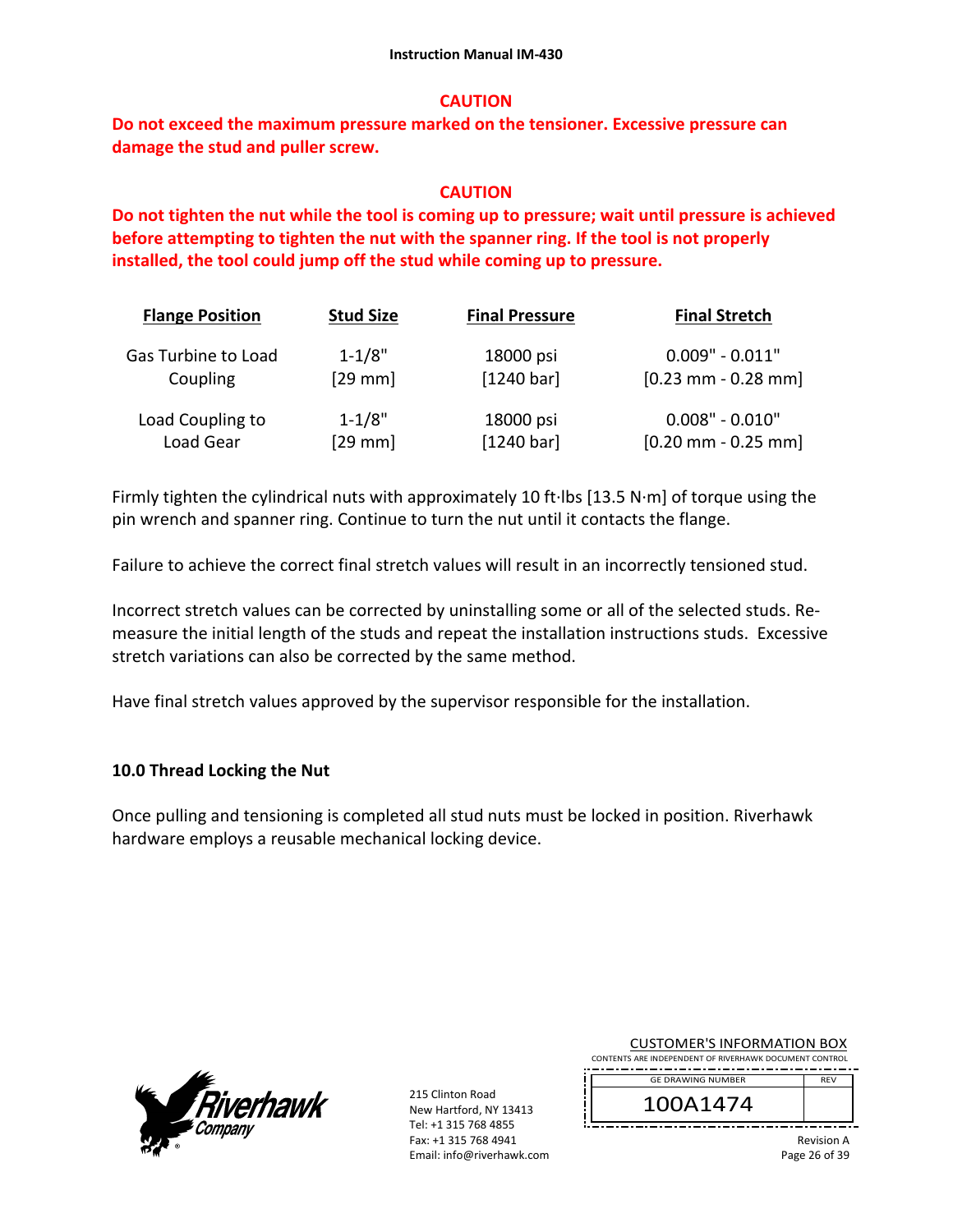**CAUTION**

**Do not exceed the maximum pressure marked on the tensioner. Excessive pressure can damage the stud and puller screw.**

**CAUTION**

**Do not tighten the nut while the tool is coming up to pressure; wait until pressure is achieved before attempting to tighten the nut with the spanner ring. If the tool is not properly installed, the tool could jump off the stud while coming up to pressure.**

| Flange Position | Stud Size | Final Pressure | Final Stretch |
|---|---|---|---|
| Gas Turbine to Load Coupling | 1-1/8" [29 mm] | 18000 psi [1240 bar] | 0.009" - 0.011" [0.23 mm - 0.28 mm] |
| Load Coupling to Load Gear | 1-1/8" [29 mm] | 18000 psi [1240 bar] | 0.008" - 0.010" [0.20 mm - 0.25 mm] |

Firmly tighten the cylindrical nuts with approximately 10 ft·lbs [13.5 N·m] of torque using the pin wrench and spanner ring. Continue to turn the nut until it contacts the flange.

Failure to achieve the correct final stretch values will result in an incorrectly tensioned stud.

Incorrect stretch values can be corrected by uninstalling some or all of the selected studs. Re-measure the initial length of the studs and repeat the installation instructions studs. Excessive stretch variations can also be corrected by the same method.

Have final stretch values approved by the supervisor responsible for the installation.

## 10.0 Thread Locking the Nut

Once pulling and tensioning is completed all stud nuts must be locked in position. Riverhawk hardware employs a reusable mechanical locking device.

215 Clinton Road
New Hartford, NY 13413
Tel: +1 315 768 4855
Fax: +1 315 768 4941
Email: info@riverhawk.com

CUSTOMER'S INFORMATION BOX
CONTENTS ARE INDEPENDENT OF RIVERHAWK DOCUMENT CONTROL

| GE DRAWING NUMBER | REV |
|---|---|
| 100A1474 | |

Revision A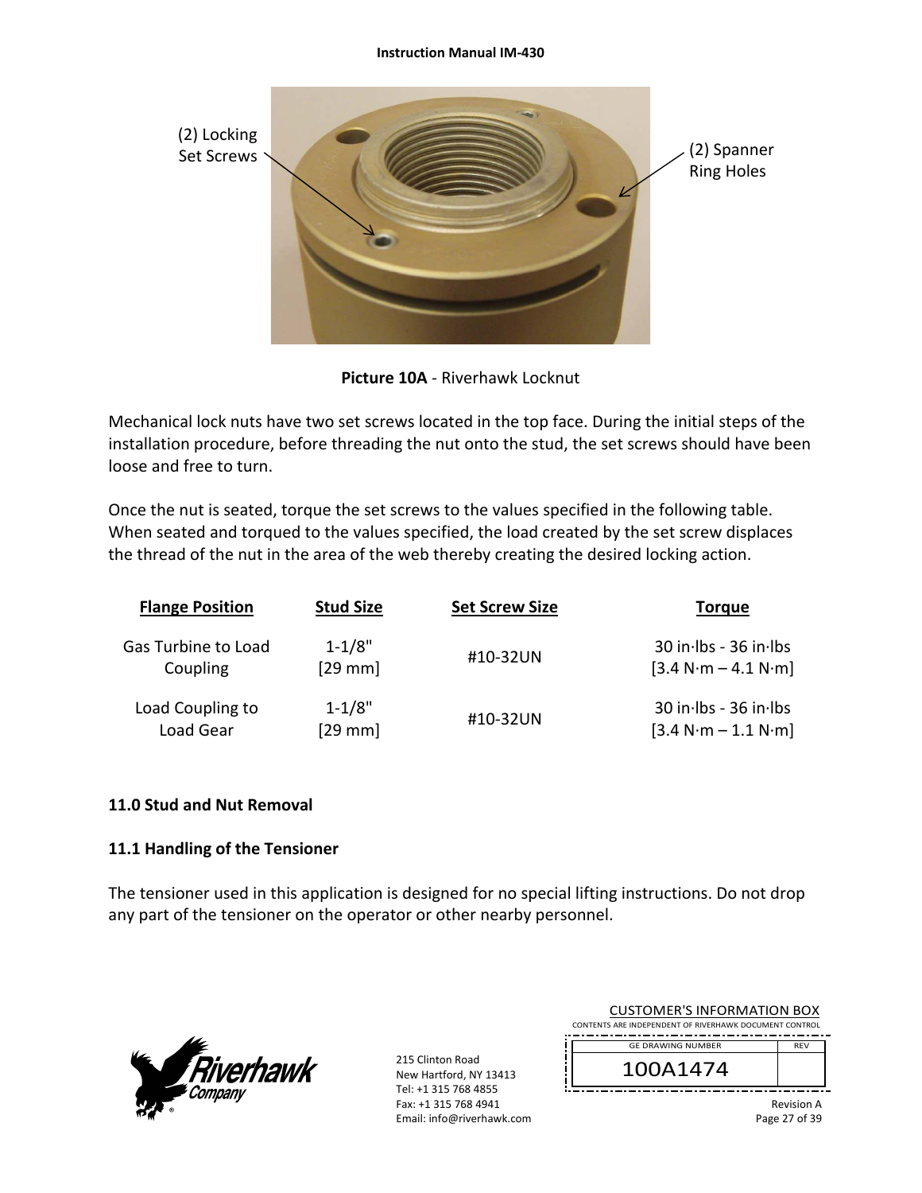(2) Locking Set Screws

(2) Spanner Ring Holes

**Picture 10A** - Riverhawk Locknut

Mechanical lock nuts have two set screws located in the top face. During the initial steps of the installation procedure, before threading the nut onto the stud, the set screws should have been loose and free to turn.

Once the nut is seated, torque the set screws to the values specified in the following table. When seated and torqued to the values specified, the load created by the set screw displaces the thread of the nut in the area of the web thereby creating the desired locking action.

| Flange Position | Stud Size | Set Screw Size | Torque |
|---|---|---|---|
| Gas Turbine to Load Coupling | 1-1/8" [29 mm] | #10-32UN | 30 in·lbs - 36 in·lbs [3.4 N·m – 4.1 N·m] |
| Load Coupling to Load Gear | 1-1/8" [29 mm] | #10-32UN | 30 in·lbs - 36 in·lbs [3.4 N·m – 1.1 N·m] |

### 11.0 Stud and Nut Removal

### 11.1 Handling of the Tensioner

The tensioner used in this application is designed for no special lifting instructions. Do not drop any part of the tensioner on the operator or other nearby personnel.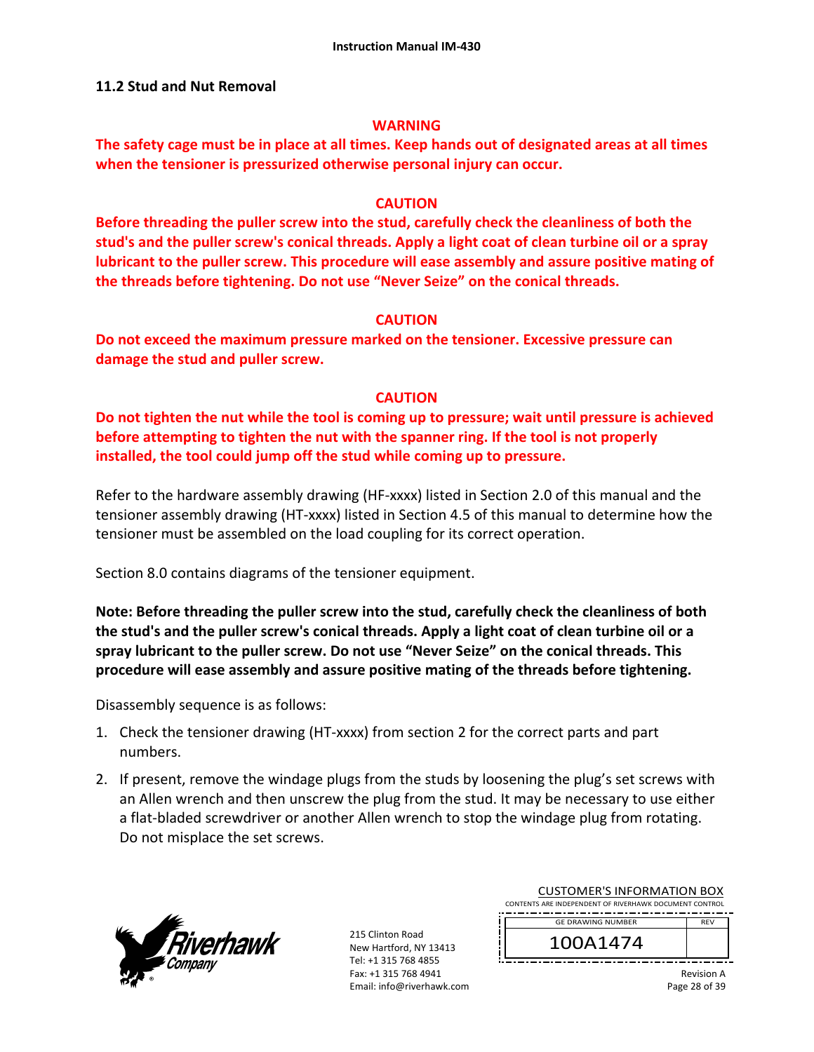## 11.2 Stud and Nut Removal

**WARNING**

**The safety cage must be in place at all times. Keep hands out of designated areas at all times when the tensioner is pressurized otherwise personal injury can occur.**

**CAUTION**

**Before threading the puller screw into the stud, carefully check the cleanliness of both the stud's and the puller screw's conical threads. Apply a light coat of clean turbine oil or a spray lubricant to the puller screw. This procedure will ease assembly and assure positive mating of the threads before tightening. Do not use "Never Seize" on the conical threads.**

**CAUTION**

**Do not exceed the maximum pressure marked on the tensioner. Excessive pressure can damage the stud and puller screw.**

**CAUTION**

**Do not tighten the nut while the tool is coming up to pressure; wait until pressure is achieved before attempting to tighten the nut with the spanner ring. If the tool is not properly installed, the tool could jump off the stud while coming up to pressure.**

Refer to the hardware assembly drawing (HF-xxxx) listed in Section 2.0 of this manual and the tensioner assembly drawing (HT-xxxx) listed in Section 4.5 of this manual to determine how the tensioner must be assembled on the load coupling for its correct operation.

Section 8.0 contains diagrams of the tensioner equipment.

**Note: Before threading the puller screw into the stud, carefully check the cleanliness of both the stud's and the puller screw's conical threads. Apply a light coat of clean turbine oil or a spray lubricant to the puller screw. Do not use "Never Seize" on the conical threads. This procedure will ease assembly and assure positive mating of the threads before tightening.**

Disassembly sequence is as follows:

1. Check the tensioner drawing (HT-xxxx) from section 2 for the correct parts and part numbers.
2. If present, remove the windage plugs from the studs by loosening the plug's set screws with an Allen wrench and then unscrew the plug from the stud. It may be necessary to use either a flat-bladed screwdriver or another Allen wrench to stop the windage plug from rotating. Do not misplace the set screws.

215 Clinton Road
New Hartford, NY 13413
Tel: +1 315 768 4855
Fax: +1 315 768 4941
Email: info@riverhawk.com

CUSTOMER'S INFORMATION BOX
CONTENTS ARE INDEPENDENT OF RIVERHAWK DOCUMENT CONTROL

| GE DRAWING NUMBER | REV |
|---|---|
| 100A1474 | |

Revision A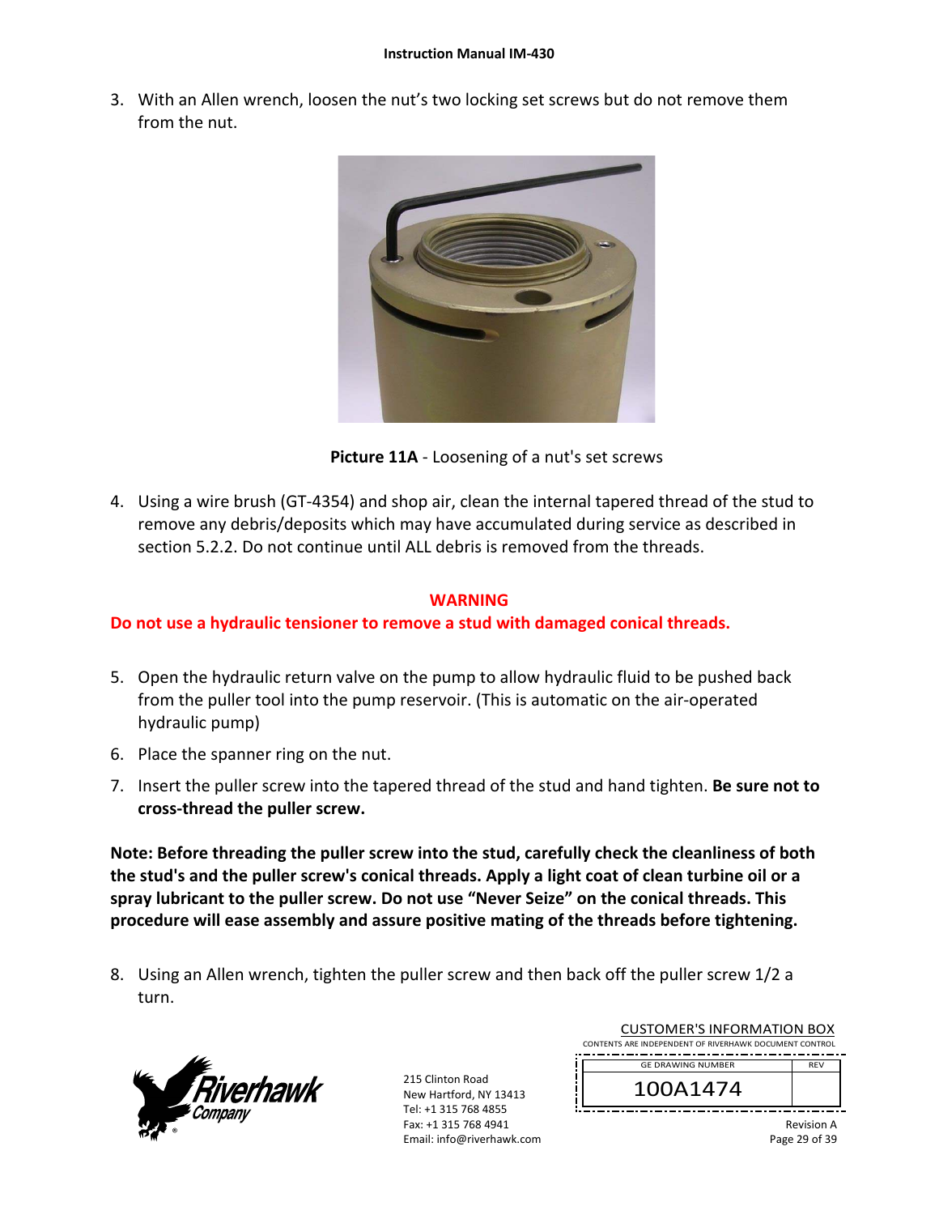3. With an Allen wrench, loosen the nut's two locking set screws but do not remove them from the nut.

**Picture 11A** - Loosening of a nut's set screws

4. Using a wire brush (GT-4354) and shop air, clean the internal tapered thread of the stud to remove any debris/deposits which may have accumulated during service as described in section 5.2.2. Do not continue until ALL debris is removed from the threads.

**WARNING**

**Do not use a hydraulic tensioner to remove a stud with damaged conical threads.**

5. Open the hydraulic return valve on the pump to allow hydraulic fluid to be pushed back from the puller tool into the pump reservoir. (This is automatic on the air-operated hydraulic pump)
6. Place the spanner ring on the nut.
7. Insert the puller screw into the tapered thread of the stud and hand tighten. **Be sure not to cross-thread the puller screw.**

**Note: Before threading the puller screw into the stud, carefully check the cleanliness of both the stud's and the puller screw's conical threads. Apply a light coat of clean turbine oil or a spray lubricant to the puller screw. Do not use "Never Seize" on the conical threads. This procedure will ease assembly and assure positive mating of the threads before tightening.**

8. Using an Allen wrench, tighten the puller screw and then back off the puller screw 1/2 a turn.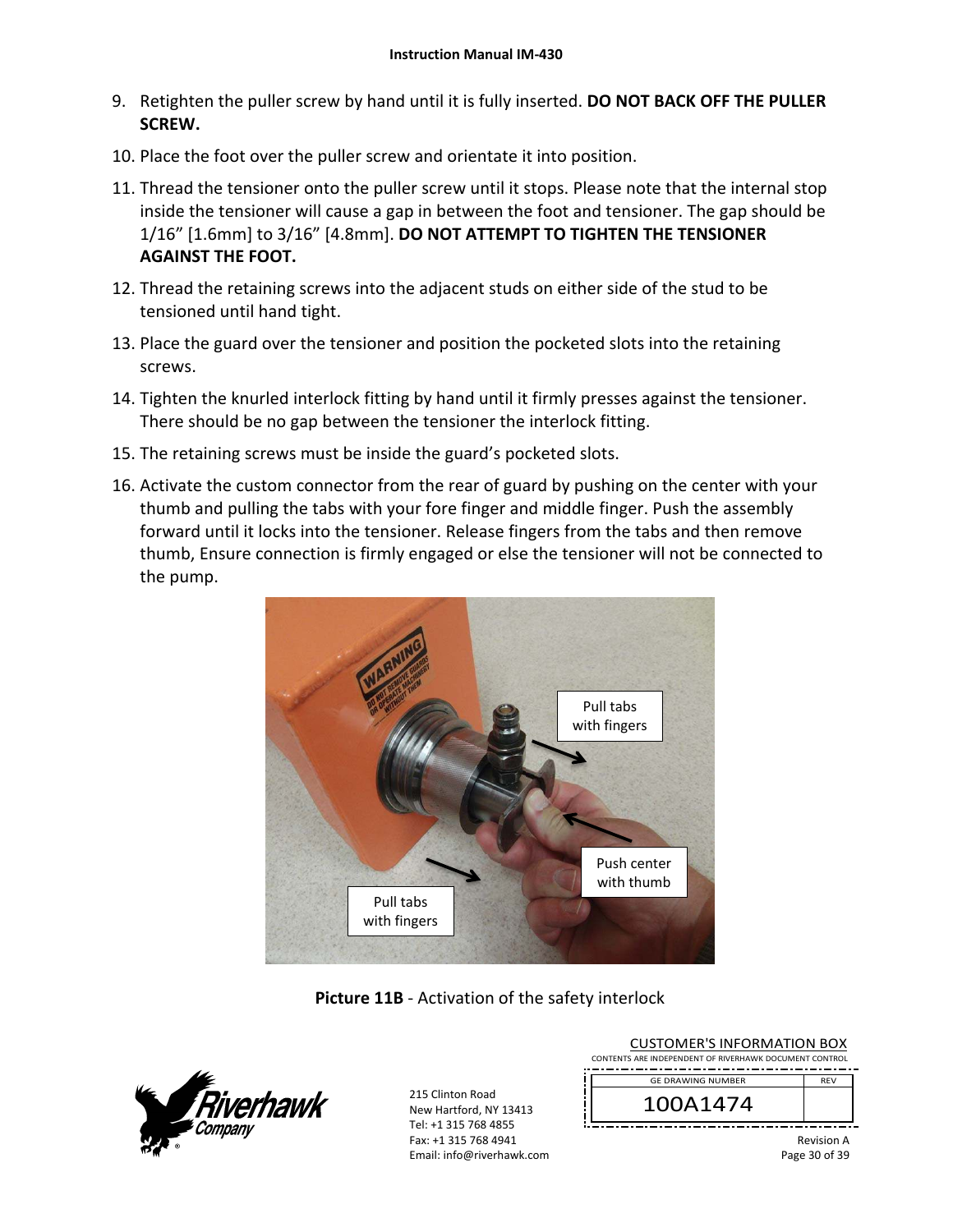9. Retighten the puller screw by hand until it is fully inserted. **DO NOT BACK OFF THE PULLER SCREW.**
10. Place the foot over the puller screw and orientate it into position.
11. Thread the tensioner onto the puller screw until it stops. Please note that the internal stop inside the tensioner will cause a gap in between the foot and tensioner. The gap should be 1/16" [1.6mm] to 3/16" [4.8mm]. **DO NOT ATTEMPT TO TIGHTEN THE TENSIONER AGAINST THE FOOT.**
12. Thread the retaining screws into the adjacent studs on either side of the stud to be tensioned until hand tight.
13. Place the guard over the tensioner and position the pocketed slots into the retaining screws.
14. Tighten the knurled interlock fitting by hand until it firmly presses against the tensioner. There should be no gap between the tensioner the interlock fitting.
15. The retaining screws must be inside the guard's pocketed slots.
16. Activate the custom connector from the rear of guard by pushing on the center with your thumb and pulling the tabs with your fore finger and middle finger. Push the assembly forward until it locks into the tensioner. Release fingers from the tabs and then remove thumb, Ensure connection is firmly engaged or else the tensioner will not be connected to the pump.

**Picture 11B** - Activation of the safety interlock

215 Clinton Road
New Hartford, NY 13413
Tel: +1 315 768 4855
Fax: +1 315 768 4941
Email: info@riverhawk.com

CUSTOMER'S INFORMATION BOX
CONTENTS ARE INDEPENDENT OF RIVERHAWK DOCUMENT CONTROL

| GE DRAWING NUMBER | REV |
|---|---|
| 100A1474 | |

Revision A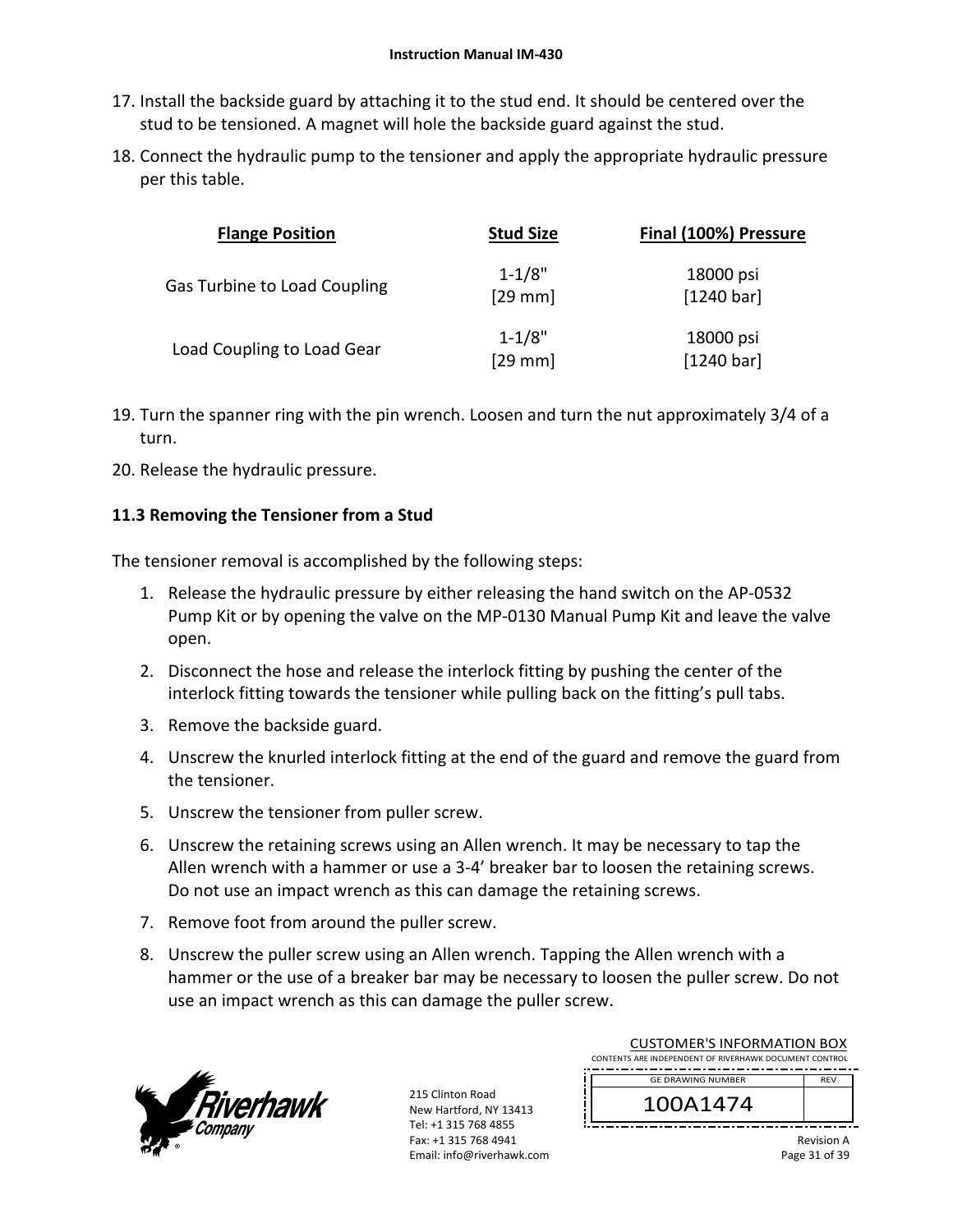17. Install the backside guard by attaching it to the stud end. It should be centered over the stud to be tensioned. A magnet will hole the backside guard against the stud.
18. Connect the hydraulic pump to the tensioner and apply the appropriate hydraulic pressure per this table.

| Flange Position | Stud Size | Final (100%) Pressure |
|---|---|---|
| Gas Turbine to Load Coupling | 1-1/8" [29 mm] | 18000 psi [1240 bar] |
| Load Coupling to Load Gear | 1-1/8" [29 mm] | 18000 psi [1240 bar] |

19. Turn the spanner ring with the pin wrench. Loosen and turn the nut approximately 3/4 of a turn.
20. Release the hydraulic pressure.

### 11.3 Removing the Tensioner from a Stud

The tensioner removal is accomplished by the following steps:

1. Release the hydraulic pressure by either releasing the hand switch on the AP-0532 Pump Kit or by opening the valve on the MP-0130 Manual Pump Kit and leave the valve open.
2. Disconnect the hose and release the interlock fitting by pushing the center of the interlock fitting towards the tensioner while pulling back on the fitting's pull tabs.
3. Remove the backside guard.
4. Unscrew the knurled interlock fitting at the end of the guard and remove the guard from the tensioner.
5. Unscrew the tensioner from puller screw.
6. Unscrew the retaining screws using an Allen wrench. It may be necessary to tap the Allen wrench with a hammer or use a 3-4' breaker bar to loosen the retaining screws. Do not use an impact wrench as this can damage the retaining screws.
7. Remove foot from around the puller screw.
8. Unscrew the puller screw using an Allen wrench. Tapping the Allen wrench with a hammer or the use of a breaker bar may be necessary to loosen the puller screw. Do not use an impact wrench as this can damage the puller screw.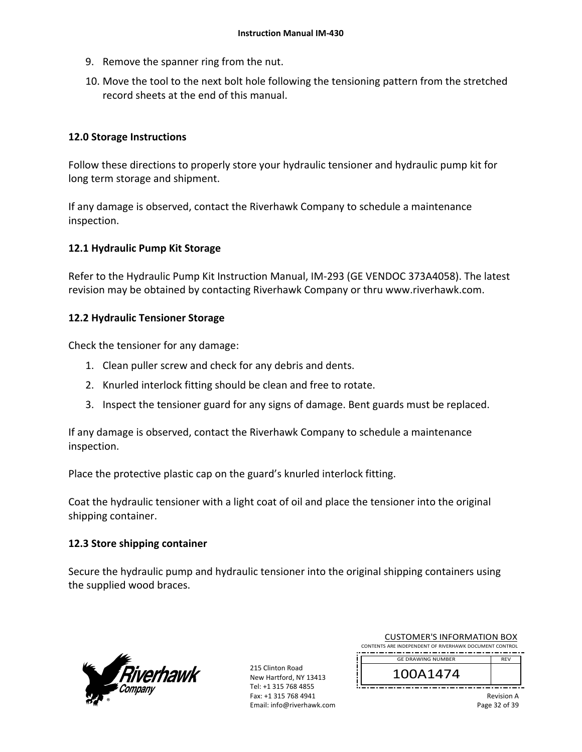9. Remove the spanner ring from the nut.
10. Move the tool to the next bolt hole following the tensioning pattern from the stretched record sheets at the end of this manual.

## 12.0 Storage Instructions

Follow these directions to properly store your hydraulic tensioner and hydraulic pump kit for long term storage and shipment.

If any damage is observed, contact the Riverhawk Company to schedule a maintenance inspection.

### 12.1 Hydraulic Pump Kit Storage

Refer to the Hydraulic Pump Kit Instruction Manual, IM-293 (GE VENDOC 373A4058). The latest revision may be obtained by contacting Riverhawk Company or thru www.riverhawk.com.

### 12.2 Hydraulic Tensioner Storage

Check the tensioner for any damage:

1. Clean puller screw and check for any debris and dents.
2. Knurled interlock fitting should be clean and free to rotate.
3. Inspect the tensioner guard for any signs of damage. Bent guards must be replaced.

If any damage is observed, contact the Riverhawk Company to schedule a maintenance inspection.

Place the protective plastic cap on the guard’s knurled interlock fitting.

Coat the hydraulic tensioner with a light coat of oil and place the tensioner into the original shipping container.

### 12.3 Store shipping container

Secure the hydraulic pump and hydraulic tensioner into the original shipping containers using the supplied wood braces.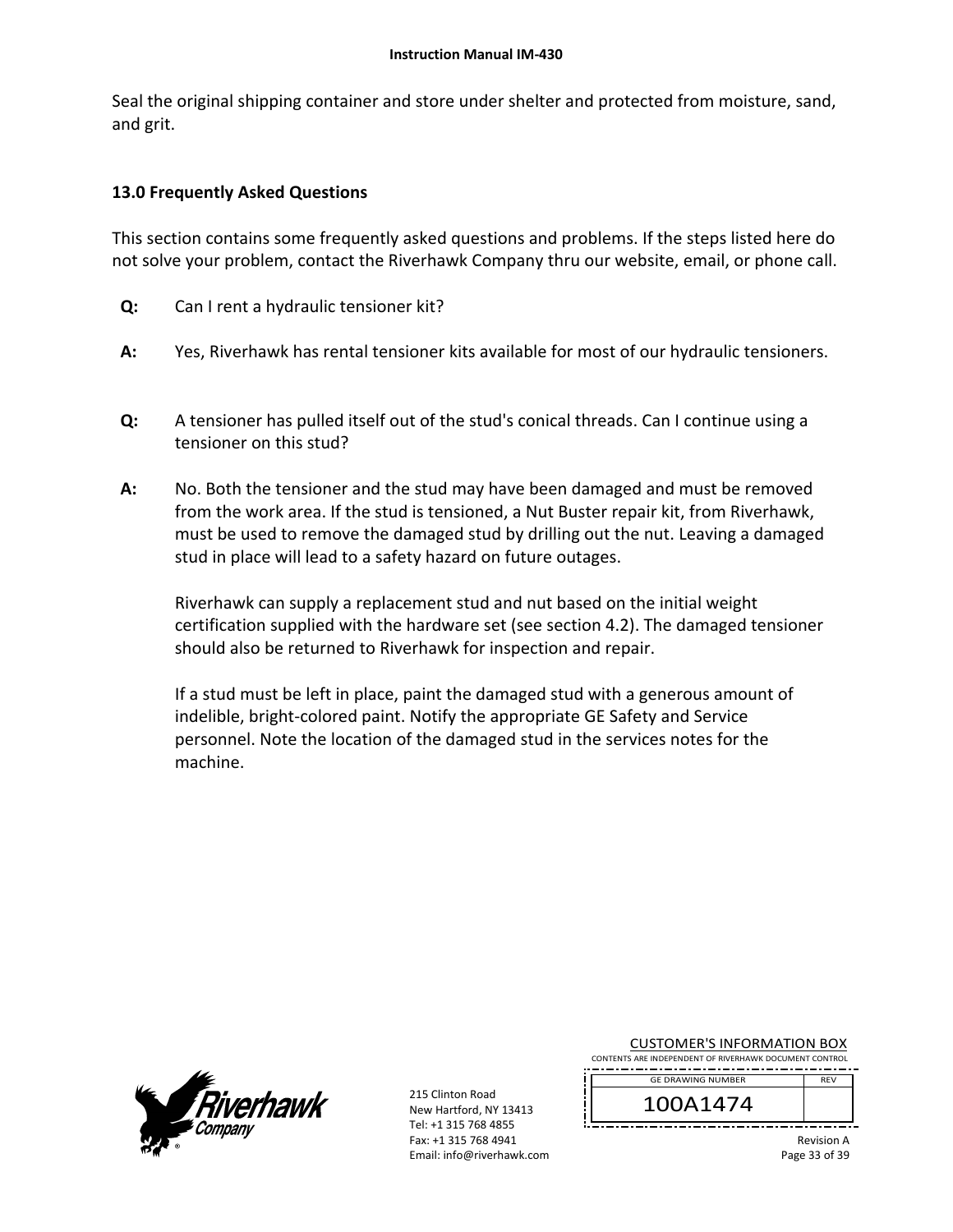Seal the original shipping container and store under shelter and protected from moisture, sand, and grit.

## 13.0 Frequently Asked Questions

This section contains some frequently asked questions and problems. If the steps listed here do not solve your problem, contact the Riverhawk Company thru our website, email, or phone call.

**Q:** Can I rent a hydraulic tensioner kit?

**A:** Yes, Riverhawk has rental tensioner kits available for most of our hydraulic tensioners.

**Q:** A tensioner has pulled itself out of the stud's conical threads. Can I continue using a tensioner on this stud?

**A:** No. Both the tensioner and the stud may have been damaged and must be removed from the work area. If the stud is tensioned, a Nut Buster repair kit, from Riverhawk, must be used to remove the damaged stud by drilling out the nut. Leaving a damaged stud in place will lead to a safety hazard on future outages.

Riverhawk can supply a replacement stud and nut based on the initial weight certification supplied with the hardware set (see section 4.2). The damaged tensioner should also be returned to Riverhawk for inspection and repair.

If a stud must be left in place, paint the damaged stud with a generous amount of indelible, bright-colored paint. Notify the appropriate GE Safety and Service personnel. Note the location of the damaged stud in the services notes for the machine.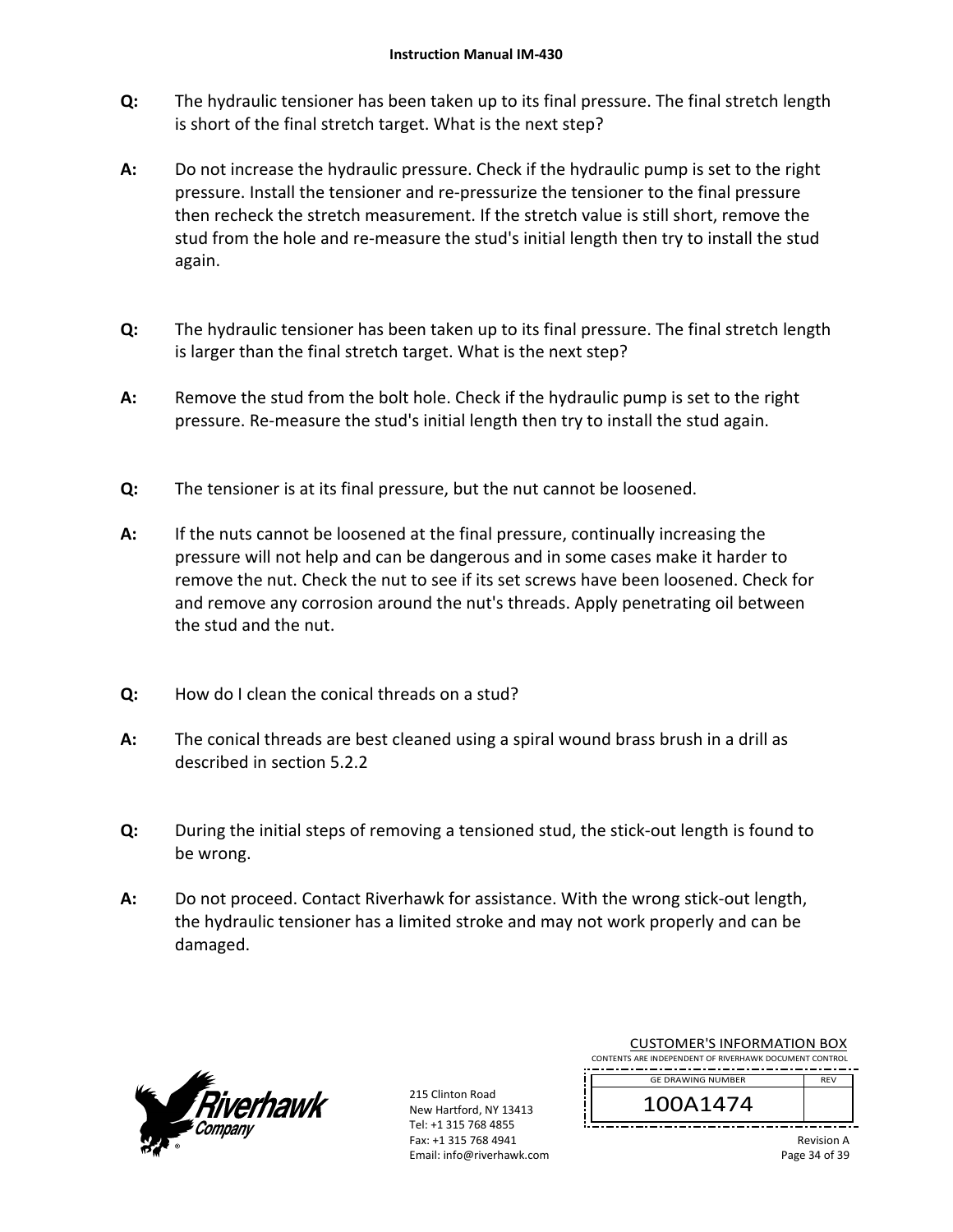**Q:** The hydraulic tensioner has been taken up to its final pressure. The final stretch length is short of the final stretch target. What is the next step?

**A:** Do not increase the hydraulic pressure. Check if the hydraulic pump is set to the right pressure. Install the tensioner and re-pressurize the tensioner to the final pressure then recheck the stretch measurement. If the stretch value is still short, remove the stud from the hole and re-measure the stud's initial length then try to install the stud again.

**Q:** The hydraulic tensioner has been taken up to its final pressure. The final stretch length is larger than the final stretch target. What is the next step?

**A:** Remove the stud from the bolt hole. Check if the hydraulic pump is set to the right pressure. Re-measure the stud's initial length then try to install the stud again.

**Q:** The tensioner is at its final pressure, but the nut cannot be loosened.

**A:** If the nuts cannot be loosened at the final pressure, continually increasing the pressure will not help and can be dangerous and in some cases make it harder to remove the nut. Check the nut to see if its set screws have been loosened. Check for and remove any corrosion around the nut's threads. Apply penetrating oil between the stud and the nut.

**Q:** How do I clean the conical threads on a stud?

**A:** The conical threads are best cleaned using a spiral wound brass brush in a drill as described in section 5.2.2

**Q:** During the initial steps of removing a tensioned stud, the stick-out length is found to be wrong.

**A:** Do not proceed. Contact Riverhawk for assistance. With the wrong stick-out length, the hydraulic tensioner has a limited stroke and may not work properly and can be damaged.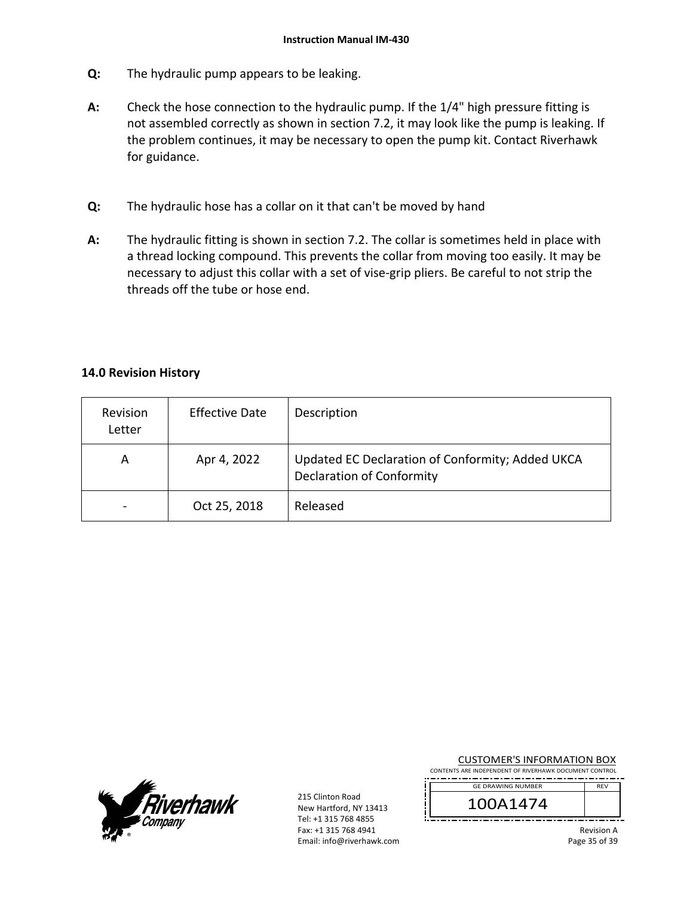**Q:** The hydraulic pump appears to be leaking.

**A:** Check the hose connection to the hydraulic pump. If the 1/4" high pressure fitting is not assembled correctly as shown in section 7.2, it may look like the pump is leaking. If the problem continues, it may be necessary to open the pump kit. Contact Riverhawk for guidance.

**Q:** The hydraulic hose has a collar on it that can't be moved by hand

**A:** The hydraulic fitting is shown in section 7.2. The collar is sometimes held in place with a thread locking compound. This prevents the collar from moving too easily. It may be necessary to adjust this collar with a set of vise-grip pliers. Be careful to not strip the threads off the tube or hose end.

## 14.0 Revision History

| Revision Letter | Effective Date | Description |
|---|---|---|
| A | Apr 4, 2022 | Updated EC Declaration of Conformity; Added UKCA Declaration of Conformity |
| - | Oct 25, 2018 | Released |

215 Clinton Road
New Hartford, NY 13413
Tel: +1 315 768 4855
Fax: +1 315 768 4941
Email: info@riverhawk.com

CUSTOMER'S INFORMATION BOX
CONTENTS ARE INDEPENDENT OF RIVERHAWK DOCUMENT CONTROL

| GE DRAWING NUMBER | REV |
|---|---|
| 100A1474 | |

Revision A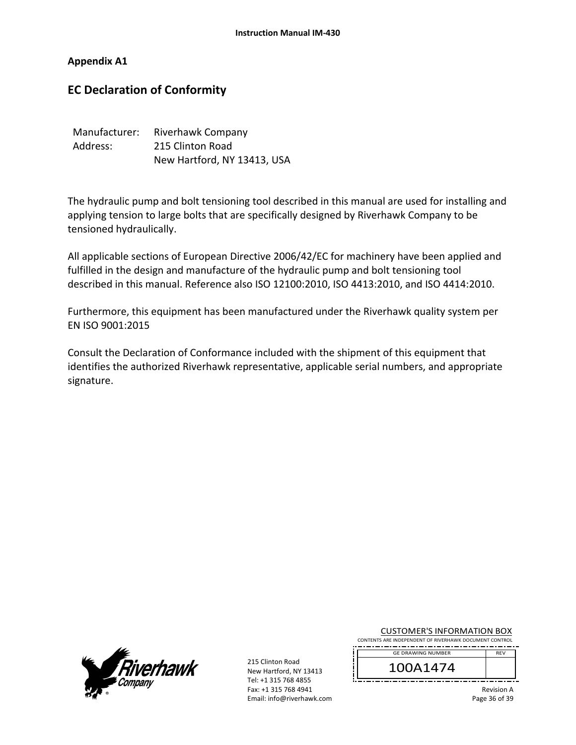**Appendix A1**

## EC Declaration of Conformity

Manufacturer: Riverhawk Company
Address: 215 Clinton Road
New Hartford, NY 13413, USA

The hydraulic pump and bolt tensioning tool described in this manual are used for installing and applying tension to large bolts that are specifically designed by Riverhawk Company to be tensioned hydraulically.

All applicable sections of European Directive 2006/42/EC for machinery have been applied and fulfilled in the design and manufacture of the hydraulic pump and bolt tensioning tool described in this manual. Reference also ISO 12100:2010, ISO 4413:2010, and ISO 4414:2010.

Furthermore, this equipment has been manufactured under the Riverhawk quality system per EN ISO 9001:2015

Consult the Declaration of Conformance included with the shipment of this equipment that identifies the authorized Riverhawk representative, applicable serial numbers, and appropriate signature.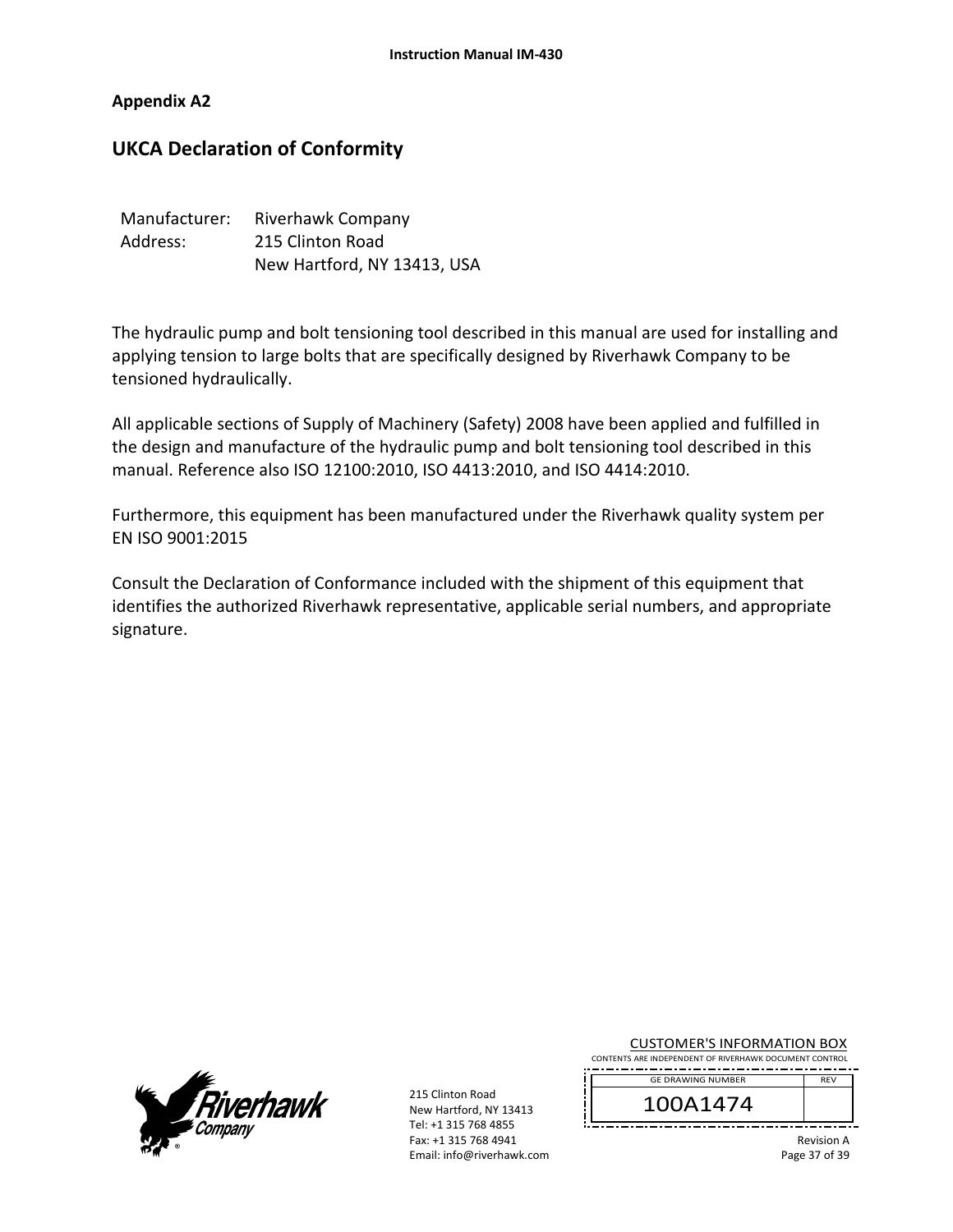## Appendix A2

# UKCA Declaration of Conformity

Manufacturer: Riverhawk Company
Address: 215 Clinton Road
New Hartford, NY 13413, USA

The hydraulic pump and bolt tensioning tool described in this manual are used for installing and applying tension to large bolts that are specifically designed by Riverhawk Company to be tensioned hydraulically.

All applicable sections of Supply of Machinery (Safety) 2008 have been applied and fulfilled in the design and manufacture of the hydraulic pump and bolt tensioning tool described in this manual. Reference also ISO 12100:2010, ISO 4413:2010, and ISO 4414:2010.

Furthermore, this equipment has been manufactured under the Riverhawk quality system per EN ISO 9001:2015

Consult the Declaration of Conformance included with the shipment of this equipment that identifies the authorized Riverhawk representative, applicable serial numbers, and appropriate signature.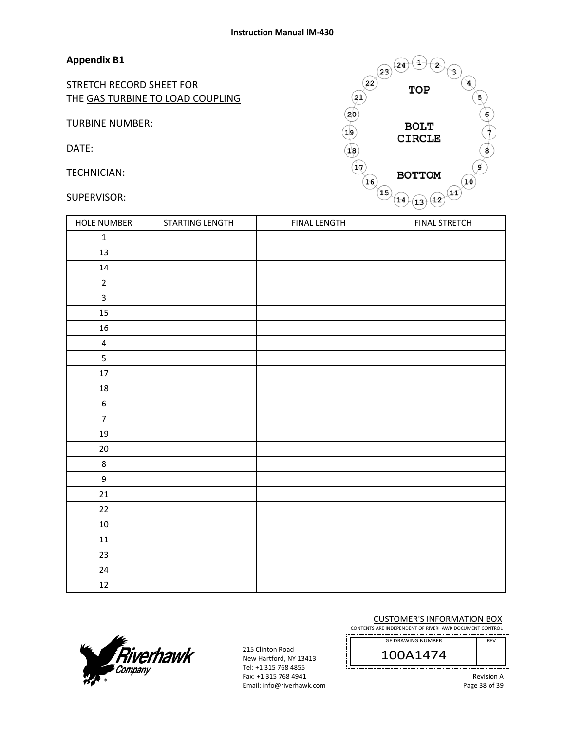**Appendix B1**

STRETCH RECORD SHEET FOR
THE GAS TURBINE TO LOAD COUPLING

TURBINE NUMBER:

DATE:

TECHNICIAN:

SUPERVISOR:

| HOLE NUMBER | STARTING LENGTH | FINAL LENGTH | FINAL STRETCH |
|---|---|---|---|
| 1 | | | |
| 13 | | | |
| 14 | | | |
| 2 | | | |
| 3 | | | |
| 15 | | | |
| 16 | | | |
| 4 | | | |
| 5 | | | |
| 17 | | | |
| 18 | | | |
| 6 | | | |
| 7 | | | |
| 19 | | | |
| 20 | | | |
| 8 | | | |
| 9 | | | |
| 21 | | | |
| 22 | | | |
| 10 | | | |
| 11 | | | |
| 23 | | | |
| 24 | | | |
| 12 | | | |

215 Clinton Road
New Hartford, NY 13413
Tel: +1 315 768 4855
Fax: +1 315 768 4941
Email: info@riverhawk.com

CUSTOMER'S INFORMATION BOX
CONTENTS ARE INDEPENDENT OF RIVERHAWK DOCUMENT CONTROL

| GE DRAWING NUMBER | REV |
|---|---|
| 100A1474 | |

Revision A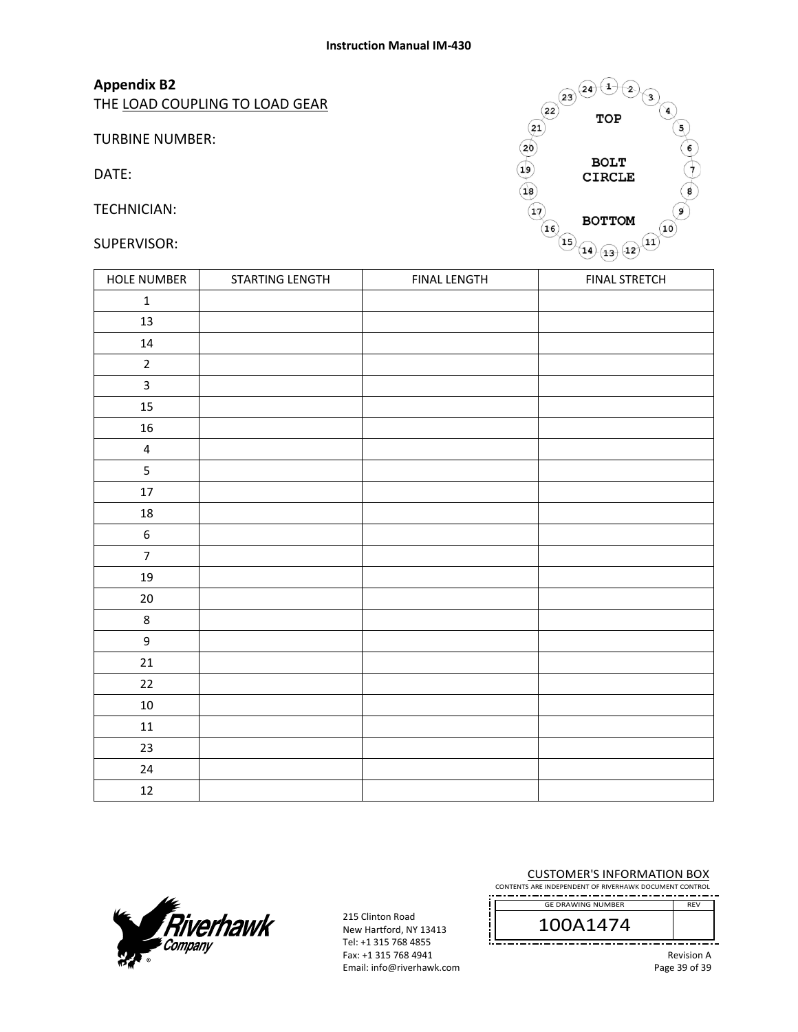## Appendix B2

THE LOAD COUPLING TO LOAD GEAR

TURBINE NUMBER:

DATE:

TECHNICIAN:

SUPERVISOR:

TOP

BOLT CIRCLE

BOTTOM

1 2 3 4 5 6 7 8 9 10 11 12 13 14 15 16 17 18 19 20 21 22 23 24

| HOLE NUMBER | STARTING LENGTH | FINAL LENGTH | FINAL STRETCH |
|---|---|---|---|
| 1 | | | |
| 13 | | | |
| 14 | | | |
| 2 | | | |
| 3 | | | |
| 15 | | | |
| 16 | | | |
| 4 | | | |
| 5 | | | |
| 17 | | | |
| 18 | | | |
| 6 | | | |
| 7 | | | |
| 19 | | | |
| 20 | | | |
| 8 | | | |
| 9 | | | |
| 21 | | | |
| 22 | | | |
| 10 | | | |
| 11 | | | |
| 23 | | | |
| 24 | | | |
| 12 | | | |

215 Clinton Road
New Hartford, NY 13413
Tel: +1 315 768 4855
Fax: +1 315 768 4941
Email: info@riverhawk.com

CUSTOMER'S INFORMATION BOX
CONTENTS ARE INDEPENDENT OF RIVERHAWK DOCUMENT CONTROL

| GE DRAWING NUMBER | REV |
|---|---|
| 100A1474 | |

Revision A